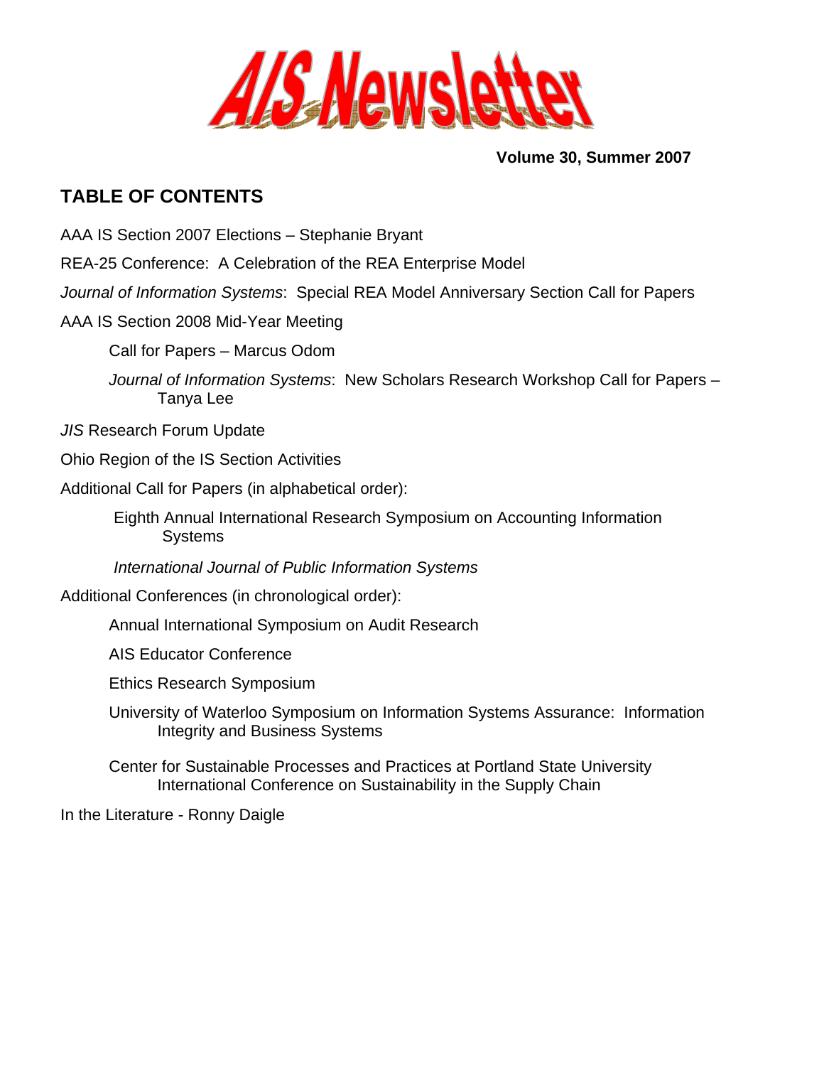# AIS Newsletter

**Volume 30, Summer 2007**

## TABLE OF CONTENTS

AAA IS Section 2007 Elections – Stephanie Bryant

REA-25 Conference: A Celebration of the REA Enterprise Model

*Journal of Information Systems*: Special REA Model Anniversary Section Call for Papers

AAA IS Section 2008 Mid-Year Meeting

- Call for Papers – Marcus Odom
- *Journal of Information Systems*: New Scholars Research Workshop Call for Papers – Tanya Lee

*JIS* Research Forum Update

Ohio Region of the IS Section Activities

Additional Call for Papers (in alphabetical order):

- Eighth Annual International Research Symposium on Accounting Information Systems
- *International Journal of Public Information Systems*

Additional Conferences (in chronological order):

- Annual International Symposium on Audit Research
- AIS Educator Conference
- Ethics Research Symposium
- University of Waterloo Symposium on Information Systems Assurance: Information Integrity and Business Systems
- Center for Sustainable Processes and Practices at Portland State University International Conference on Sustainability in the Supply Chain

In the Literature - Ronny Daigle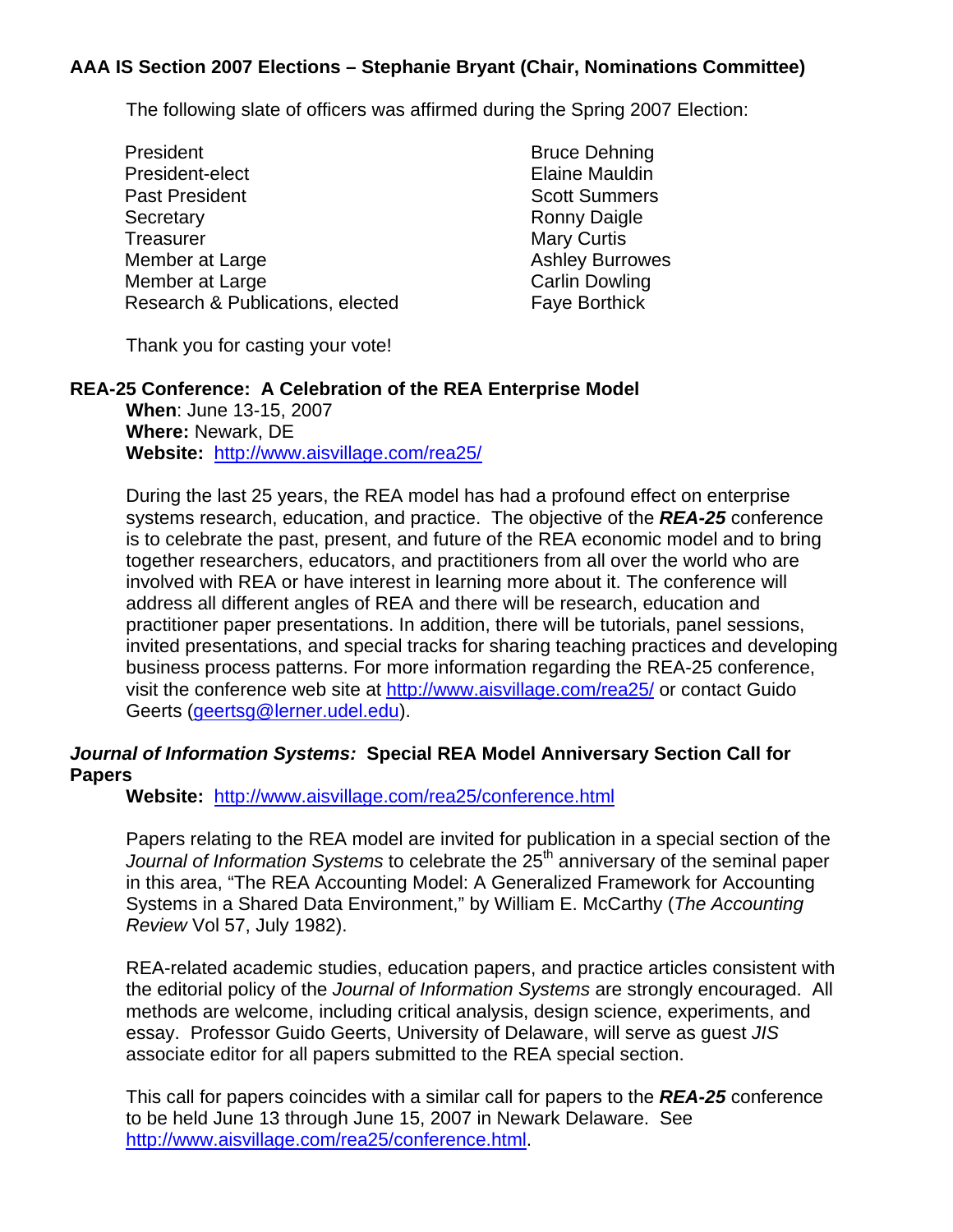## AAA IS Section 2007 Elections – Stephanie Bryant (Chair, Nominations Committee)

The following slate of officers was affirmed during the Spring 2007 Election:

| | |
|---|---|
| President | Bruce Dehning |
| President-elect | Elaine Mauldin |
| Past President | Scott Summers |
| Secretary | Ronny Daigle |
| Treasurer | Mary Curtis |
| Member at Large | Ashley Burrowes |
| Member at Large | Carlin Dowling |
| Research & Publications, elected | Faye Borthick |

Thank you for casting your vote!

## REA-25 Conference: A Celebration of the REA Enterprise Model

**When**: June 13-15, 2007
**Where:** Newark, DE
**Website:** http://www.aisvillage.com/rea25/

During the last 25 years, the REA model has had a profound effect on enterprise systems research, education, and practice. The objective of the ***REA-25*** conference is to celebrate the past, present, and future of the REA economic model and to bring together researchers, educators, and practitioners from all over the world who are involved with REA or have interest in learning more about it. The conference will address all different angles of REA and there will be research, education and practitioner paper presentations. In addition, there will be tutorials, panel sessions, invited presentations, and special tracks for sharing teaching practices and developing business process patterns. For more information regarding the REA-25 conference, visit the conference web site at http://www.aisvillage.com/rea25/ or contact Guido Geerts (geertsg@lerner.udel.edu).

## *Journal of Information Systems:* Special REA Model Anniversary Section Call for Papers

**Website:** http://www.aisvillage.com/rea25/conference.html

Papers relating to the REA model are invited for publication in a special section of the *Journal of Information Systems* to celebrate the 25th anniversary of the seminal paper in this area, "The REA Accounting Model: A Generalized Framework for Accounting Systems in a Shared Data Environment," by William E. McCarthy (*The Accounting Review* Vol 57, July 1982).

REA-related academic studies, education papers, and practice articles consistent with the editorial policy of the *Journal of Information Systems* are strongly encouraged. All methods are welcome, including critical analysis, design science, experiments, and essay. Professor Guido Geerts, University of Delaware, will serve as guest *JIS* associate editor for all papers submitted to the REA special section.

This call for papers coincides with a similar call for papers to the ***REA-25*** conference to be held June 13 through June 15, 2007 in Newark Delaware. See http://www.aisvillage.com/rea25/conference.html.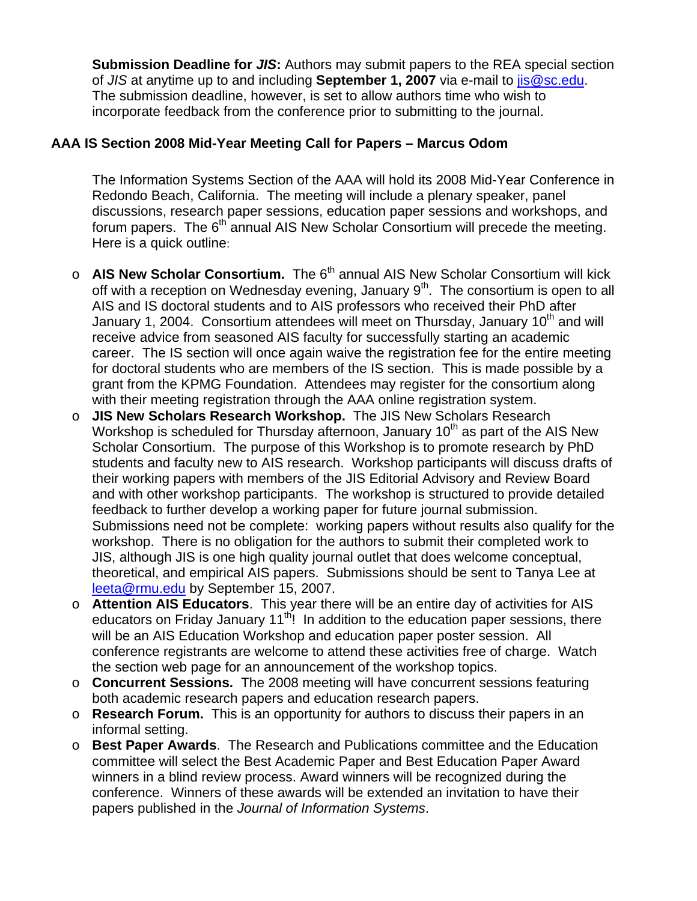**Submission Deadline for *JIS*:** Authors may submit papers to the REA special section of *JIS* at anytime up to and including **September 1, 2007** via e-mail to jis@sc.edu. The submission deadline, however, is set to allow authors time who wish to incorporate feedback from the conference prior to submitting to the journal.

## AAA IS Section 2008 Mid-Year Meeting Call for Papers – Marcus Odom

The Information Systems Section of the AAA will hold its 2008 Mid-Year Conference in Redondo Beach, California. The meeting will include a plenary speaker, panel discussions, research paper sessions, education paper sessions and workshops, and forum papers. The 6th annual AIS New Scholar Consortium will precede the meeting. Here is a quick outline:

- **AIS New Scholar Consortium.** The 6th annual AIS New Scholar Consortium will kick off with a reception on Wednesday evening, January 9th. The consortium is open to all AIS and IS doctoral students and to AIS professors who received their PhD after January 1, 2004. Consortium attendees will meet on Thursday, January 10th and will receive advice from seasoned AIS faculty for successfully starting an academic career. The IS section will once again waive the registration fee for the entire meeting for doctoral students who are members of the IS section. This is made possible by a grant from the KPMG Foundation. Attendees may register for the consortium along with their meeting registration through the AAA online registration system.
- **JIS New Scholars Research Workshop.** The JIS New Scholars Research Workshop is scheduled for Thursday afternoon, January 10th as part of the AIS New Scholar Consortium. The purpose of this Workshop is to promote research by PhD students and faculty new to AIS research. Workshop participants will discuss drafts of their working papers with members of the JIS Editorial Advisory and Review Board and with other workshop participants. The workshop is structured to provide detailed feedback to further develop a working paper for future journal submission. Submissions need not be complete: working papers without results also qualify for the workshop. There is no obligation for the authors to submit their completed work to JIS, although JIS is one high quality journal outlet that does welcome conceptual, theoretical, and empirical AIS papers. Submissions should be sent to Tanya Lee at leeta@rmu.edu by September 15, 2007.
- **Attention AIS Educators**. This year there will be an entire day of activities for AIS educators on Friday January 11th! In addition to the education paper sessions, there will be an AIS Education Workshop and education paper poster session. All conference registrants are welcome to attend these activities free of charge. Watch the section web page for an announcement of the workshop topics.
- **Concurrent Sessions.** The 2008 meeting will have concurrent sessions featuring both academic research papers and education research papers.
- **Research Forum.** This is an opportunity for authors to discuss their papers in an informal setting.
- **Best Paper Awards**. The Research and Publications committee and the Education committee will select the Best Academic Paper and Best Education Paper Award winners in a blind review process. Award winners will be recognized during the conference. Winners of these awards will be extended an invitation to have their papers published in the *Journal of Information Systems*.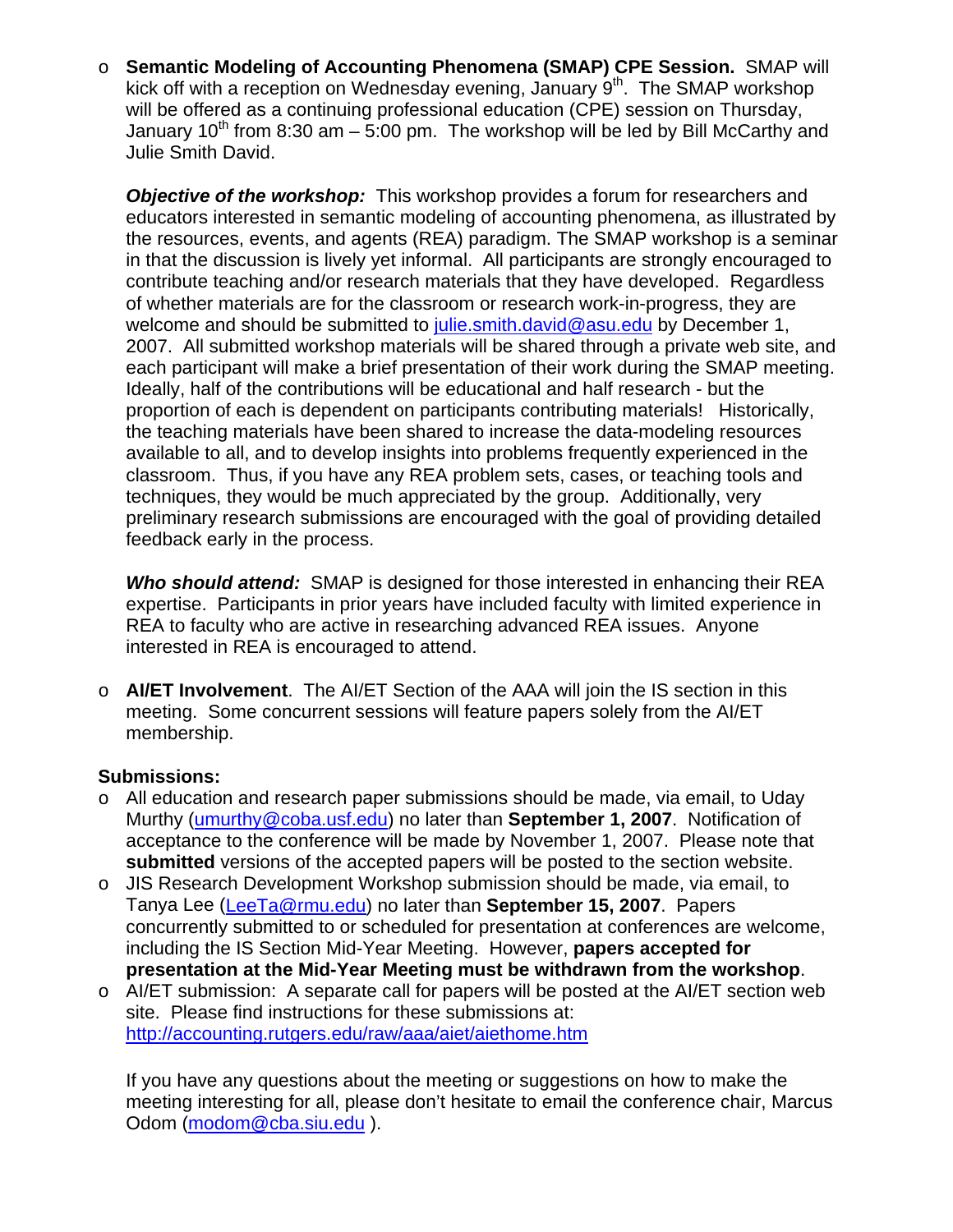- **Semantic Modeling of Accounting Phenomena (SMAP) CPE Session.** SMAP will kick off with a reception on Wednesday evening, January 9th. The SMAP workshop will be offered as a continuing professional education (CPE) session on Thursday, January 10th from 8:30 am – 5:00 pm. The workshop will be led by Bill McCarthy and Julie Smith David.

  ***Objective of the workshop:*** This workshop provides a forum for researchers and educators interested in semantic modeling of accounting phenomena, as illustrated by the resources, events, and agents (REA) paradigm. The SMAP workshop is a seminar in that the discussion is lively yet informal. All participants are strongly encouraged to contribute teaching and/or research materials that they have developed. Regardless of whether materials are for the classroom or research work-in-progress, they are welcome and should be submitted to julie.smith.david@asu.edu by December 1, 2007. All submitted workshop materials will be shared through a private web site, and each participant will make a brief presentation of their work during the SMAP meeting. Ideally, half of the contributions will be educational and half research - but the proportion of each is dependent on participants contributing materials! Historically, the teaching materials have been shared to increase the data-modeling resources available to all, and to develop insights into problems frequently experienced in the classroom. Thus, if you have any REA problem sets, cases, or teaching tools and techniques, they would be much appreciated by the group. Additionally, very preliminary research submissions are encouraged with the goal of providing detailed feedback early in the process.

  ***Who should attend:*** SMAP is designed for those interested in enhancing their REA expertise. Participants in prior years have included faculty with limited experience in REA to faculty who are active in researching advanced REA issues. Anyone interested in REA is encouraged to attend.

- **AI/ET Involvement**. The AI/ET Section of the AAA will join the IS section in this meeting. Some concurrent sessions will feature papers solely from the AI/ET membership.

**Submissions:**

- All education and research paper submissions should be made, via email, to Uday Murthy (umurthy@coba.usf.edu) no later than **September 1, 2007**. Notification of acceptance to the conference will be made by November 1, 2007. Please note that **submitted** versions of the accepted papers will be posted to the section website.
- JIS Research Development Workshop submission should be made, via email, to Tanya Lee (LeeTa@rmu.edu) no later than **September 15, 2007**. Papers concurrently submitted to or scheduled for presentation at conferences are welcome, including the IS Section Mid-Year Meeting. However, **papers accepted for presentation at the Mid-Year Meeting must be withdrawn from the workshop**.
- AI/ET submission: A separate call for papers will be posted at the AI/ET section web site. Please find instructions for these submissions at: http://accounting.rutgers.edu/raw/aaa/aiet/aiethome.htm

  If you have any questions about the meeting or suggestions on how to make the meeting interesting for all, please don't hesitate to email the conference chair, Marcus Odom (modom@cba.siu.edu ).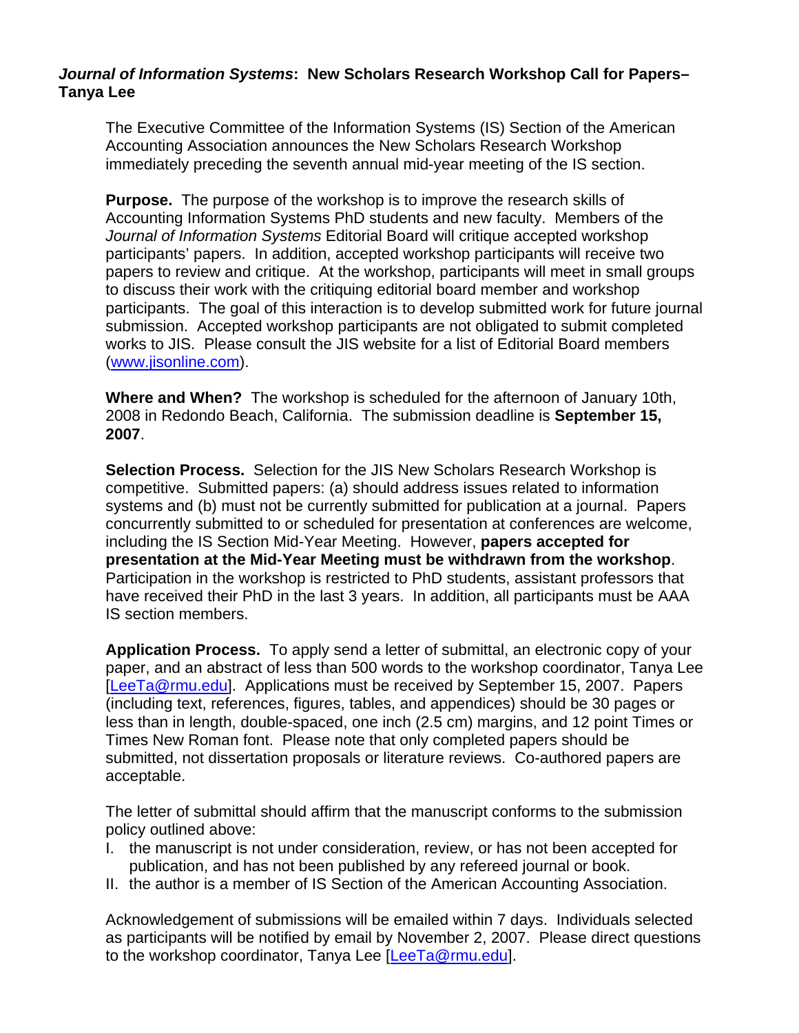### *Journal of Information Systems*: New Scholars Research Workshop Call for Papers– Tanya Lee

The Executive Committee of the Information Systems (IS) Section of the American Accounting Association announces the New Scholars Research Workshop immediately preceding the seventh annual mid-year meeting of the IS section.

**Purpose.** The purpose of the workshop is to improve the research skills of Accounting Information Systems PhD students and new faculty. Members of the *Journal of Information Systems* Editorial Board will critique accepted workshop participants' papers. In addition, accepted workshop participants will receive two papers to review and critique. At the workshop, participants will meet in small groups to discuss their work with the critiquing editorial board member and workshop participants. The goal of this interaction is to develop submitted work for future journal submission. Accepted workshop participants are not obligated to submit completed works to JIS. Please consult the JIS website for a list of Editorial Board members (www.jisonline.com).

**Where and When?** The workshop is scheduled for the afternoon of January 10th, 2008 in Redondo Beach, California. The submission deadline is **September 15, 2007**.

**Selection Process.** Selection for the JIS New Scholars Research Workshop is competitive. Submitted papers: (a) should address issues related to information systems and (b) must not be currently submitted for publication at a journal. Papers concurrently submitted to or scheduled for presentation at conferences are welcome, including the IS Section Mid-Year Meeting. However, **papers accepted for presentation at the Mid-Year Meeting must be withdrawn from the workshop**. Participation in the workshop is restricted to PhD students, assistant professors that have received their PhD in the last 3 years. In addition, all participants must be AAA IS section members.

**Application Process.** To apply send a letter of submittal, an electronic copy of your paper, and an abstract of less than 500 words to the workshop coordinator, Tanya Lee [LeeTa@rmu.edu]. Applications must be received by September 15, 2007. Papers (including text, references, figures, tables, and appendices) should be 30 pages or less than in length, double-spaced, one inch (2.5 cm) margins, and 12 point Times or Times New Roman font. Please note that only completed papers should be submitted, not dissertation proposals or literature reviews. Co-authored papers are acceptable.

The letter of submittal should affirm that the manuscript conforms to the submission policy outlined above:

I. the manuscript is not under consideration, review, or has not been accepted for publication, and has not been published by any refereed journal or book.
II. the author is a member of IS Section of the American Accounting Association.

Acknowledgement of submissions will be emailed within 7 days. Individuals selected as participants will be notified by email by November 2, 2007. Please direct questions to the workshop coordinator, Tanya Lee [LeeTa@rmu.edu].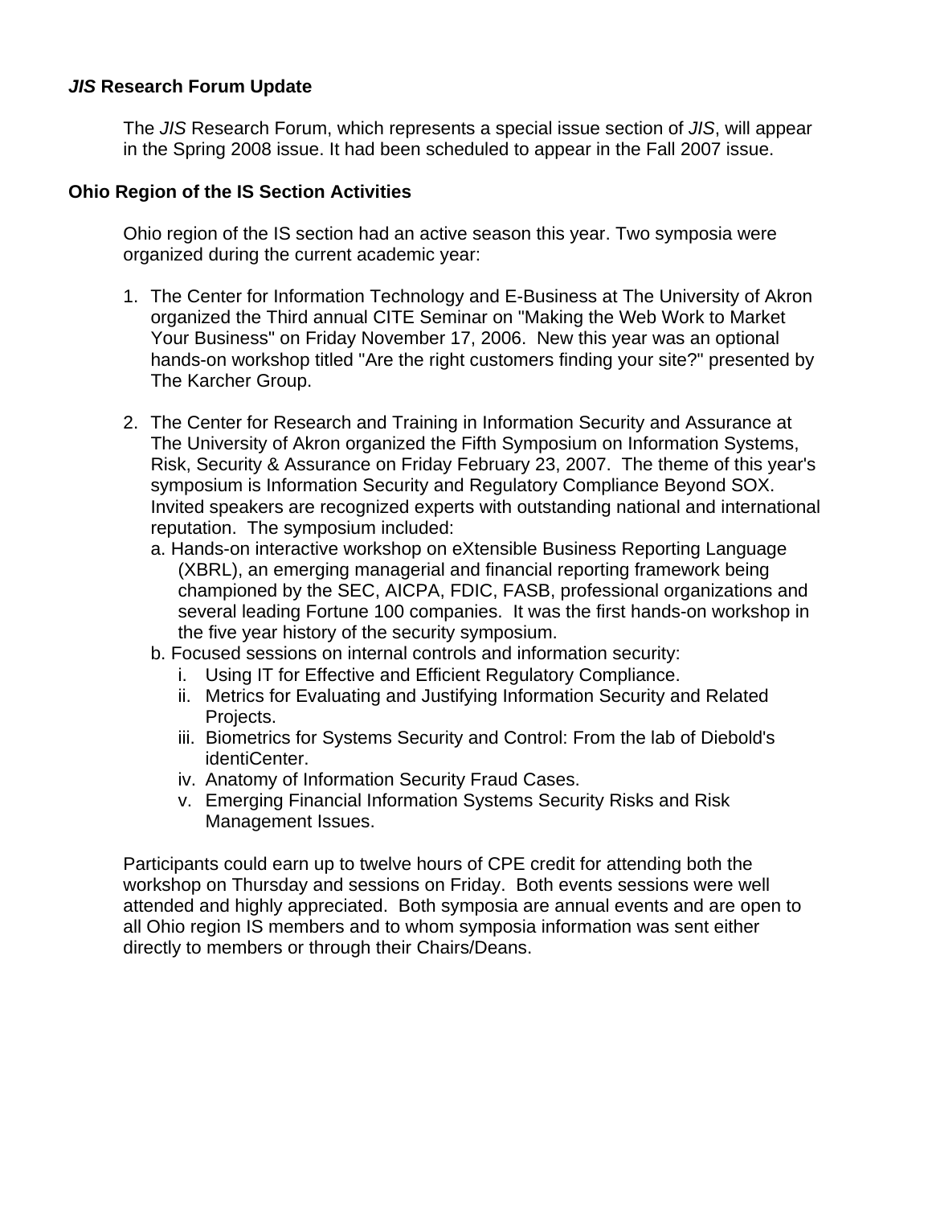### ***JIS* Research Forum Update**

The *JIS* Research Forum, which represents a special issue section of *JIS*, will appear in the Spring 2008 issue. It had been scheduled to appear in the Fall 2007 issue.

### **Ohio Region of the IS Section Activities**

Ohio region of the IS section had an active season this year. Two symposia were organized during the current academic year:

1. The Center for Information Technology and E-Business at The University of Akron organized the Third annual CITE Seminar on "Making the Web Work to Market Your Business" on Friday November 17, 2006. New this year was an optional hands-on workshop titled "Are the right customers finding your site?" presented by The Karcher Group.

2. The Center for Research and Training in Information Security and Assurance at The University of Akron organized the Fifth Symposium on Information Systems, Risk, Security & Assurance on Friday February 23, 2007. The theme of this year's symposium is Information Security and Regulatory Compliance Beyond SOX. Invited speakers are recognized experts with outstanding national and international reputation. The symposium included:
   a. Hands-on interactive workshop on eXtensible Business Reporting Language (XBRL), an emerging managerial and financial reporting framework being championed by the SEC, AICPA, FDIC, FASB, professional organizations and several leading Fortune 100 companies. It was the first hands-on workshop in the five year history of the security symposium.
   b. Focused sessions on internal controls and information security:
      i. Using IT for Effective and Efficient Regulatory Compliance.
      ii. Metrics for Evaluating and Justifying Information Security and Related Projects.
      iii. Biometrics for Systems Security and Control: From the lab of Diebold's identiCenter.
      iv. Anatomy of Information Security Fraud Cases.
      v. Emerging Financial Information Systems Security Risks and Risk Management Issues.

Participants could earn up to twelve hours of CPE credit for attending both the workshop on Thursday and sessions on Friday. Both events sessions were well attended and highly appreciated. Both symposia are annual events and are open to all Ohio region IS members and to whom symposia information was sent either directly to members or through their Chairs/Deans.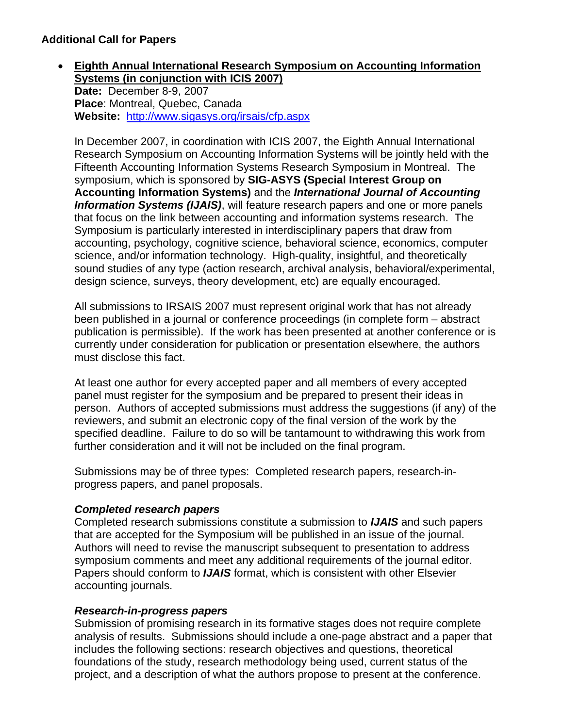**Additional Call for Papers**

- **Eighth Annual International Research Symposium on Accounting Information Systems (in conjunction with ICIS 2007)**
  **Date:** December 8-9, 2007
  **Place**: Montreal, Quebec, Canada
  **Website:** http://www.sigasys.org/irsais/cfp.aspx

  In December 2007, in coordination with ICIS 2007, the Eighth Annual International Research Symposium on Accounting Information Systems will be jointly held with the Fifteenth Accounting Information Systems Research Symposium in Montreal. The symposium, which is sponsored by **SIG-ASYS (Special Interest Group on Accounting Information Systems)** and the ***International Journal of Accounting Information Systems (IJAIS)***, will feature research papers and one or more panels that focus on the link between accounting and information systems research. The Symposium is particularly interested in interdisciplinary papers that draw from accounting, psychology, cognitive science, behavioral science, economics, computer science, and/or information technology. High-quality, insightful, and theoretically sound studies of any type (action research, archival analysis, behavioral/experimental, design science, surveys, theory development, etc) are equally encouraged.

  All submissions to IRSAIS 2007 must represent original work that has not already been published in a journal or conference proceedings (in complete form – abstract publication is permissible). If the work has been presented at another conference or is currently under consideration for publication or presentation elsewhere, the authors must disclose this fact.

  At least one author for every accepted paper and all members of every accepted panel must register for the symposium and be prepared to present their ideas in person. Authors of accepted submissions must address the suggestions (if any) of the reviewers, and submit an electronic copy of the final version of the work by the specified deadline. Failure to do so will be tantamount to withdrawing this work from further consideration and it will not be included on the final program.

  Submissions may be of three types: Completed research papers, research-in-progress papers, and panel proposals.

  ***Completed research papers***
  Completed research submissions constitute a submission to ***IJAIS*** and such papers that are accepted for the Symposium will be published in an issue of the journal. Authors will need to revise the manuscript subsequent to presentation to address symposium comments and meet any additional requirements of the journal editor. Papers should conform to ***IJAIS*** format, which is consistent with other Elsevier accounting journals.

  ***Research-in-progress papers***
  Submission of promising research in its formative stages does not require complete analysis of results. Submissions should include a one-page abstract and a paper that includes the following sections: research objectives and questions, theoretical foundations of the study, research methodology being used, current status of the project, and a description of what the authors propose to present at the conference.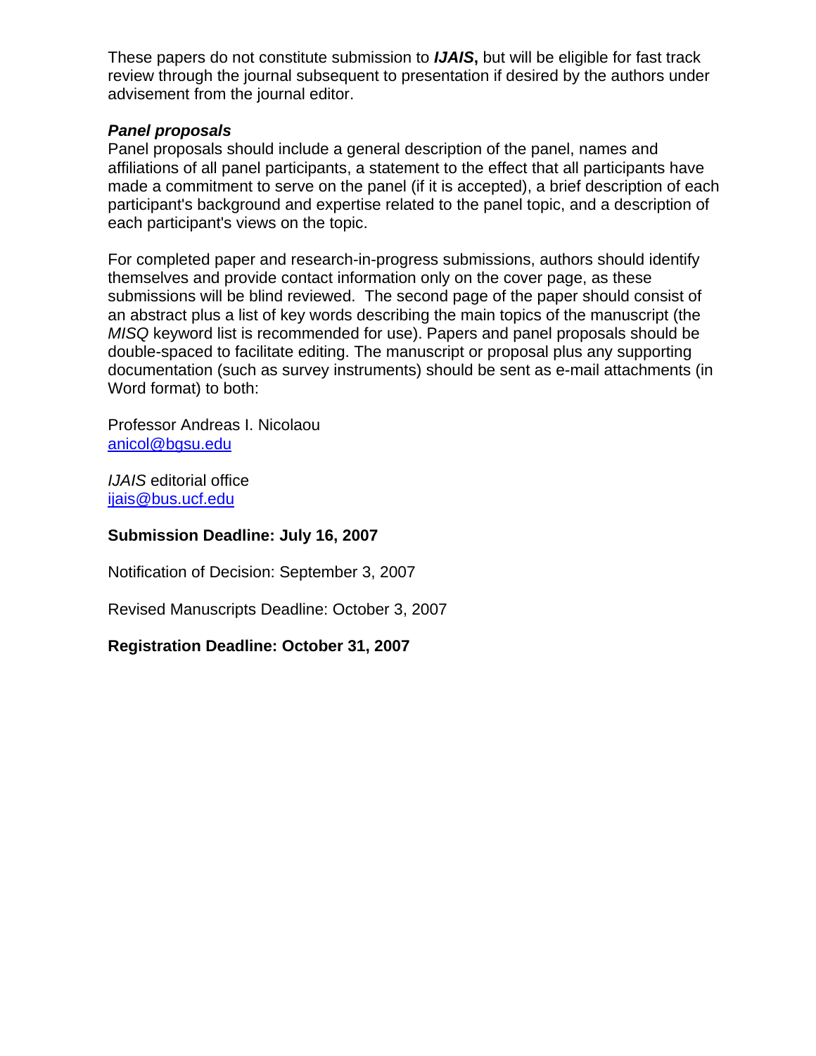These papers do not constitute submission to ***IJAIS*****,** but will be eligible for fast track review through the journal subsequent to presentation if desired by the authors under advisement from the journal editor.

***Panel proposals***

Panel proposals should include a general description of the panel, names and affiliations of all panel participants, a statement to the effect that all participants have made a commitment to serve on the panel (if it is accepted), a brief description of each participant's background and expertise related to the panel topic, and a description of each participant's views on the topic.

For completed paper and research-in-progress submissions, authors should identify themselves and provide contact information only on the cover page, as these submissions will be blind reviewed. The second page of the paper should consist of an abstract plus a list of key words describing the main topics of the manuscript (the *MISQ* keyword list is recommended for use). Papers and panel proposals should be double-spaced to facilitate editing. The manuscript or proposal plus any supporting documentation (such as survey instruments) should be sent as e-mail attachments (in Word format) to both:

Professor Andreas I. Nicolaou
anicol@bgsu.edu

*IJAIS* editorial office
ijais@bus.ucf.edu

**Submission Deadline: July 16, 2007**

Notification of Decision: September 3, 2007

Revised Manuscripts Deadline: October 3, 2007

**Registration Deadline: October 31, 2007**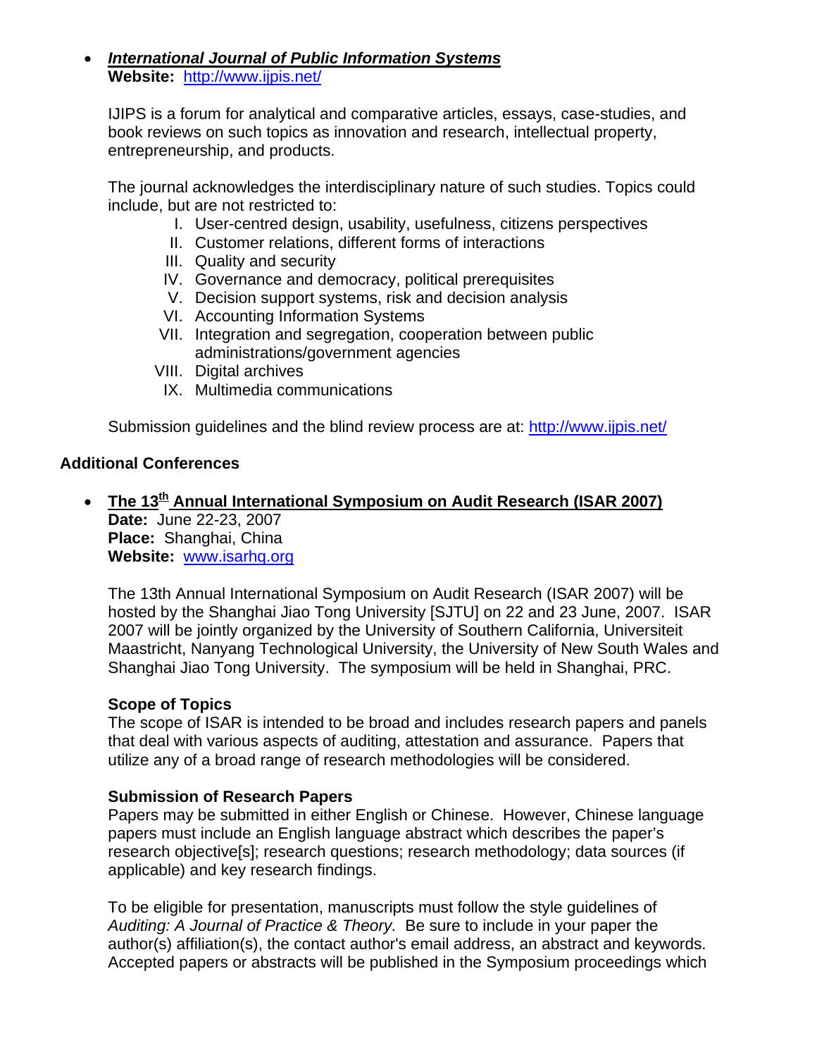- ***International Journal of Public Information Systems***
  **Website:** http://www.ijpis.net/

  IJIPS is a forum for analytical and comparative articles, essays, case-studies, and book reviews on such topics as innovation and research, intellectual property, entrepreneurship, and products.

  The journal acknowledges the interdisciplinary nature of such studies. Topics could include, but are not restricted to:

  I. User-centred design, usability, usefulness, citizens perspectives
  II. Customer relations, different forms of interactions
  III. Quality and security
  IV. Governance and democracy, political prerequisites
  V. Decision support systems, risk and decision analysis
  VI. Accounting Information Systems
  VII. Integration and segregation, cooperation between public administrations/government agencies
  VIII. Digital archives
  IX. Multimedia communications

  Submission guidelines and the blind review process are at: http://www.ijpis.net/

**Additional Conferences**

- **The 13th Annual International Symposium on Audit Research (ISAR 2007)**
  **Date:** June 22-23, 2007
  **Place:** Shanghai, China
  **Website:** www.isarhq.org

  The 13th Annual International Symposium on Audit Research (ISAR 2007) will be hosted by the Shanghai Jiao Tong University [SJTU] on 22 and 23 June, 2007. ISAR 2007 will be jointly organized by the University of Southern California, Universiteit Maastricht, Nanyang Technological University, the University of New South Wales and Shanghai Jiao Tong University. The symposium will be held in Shanghai, PRC.

  **Scope of Topics**
  The scope of ISAR is intended to be broad and includes research papers and panels that deal with various aspects of auditing, attestation and assurance. Papers that utilize any of a broad range of research methodologies will be considered.

  **Submission of Research Papers**
  Papers may be submitted in either English or Chinese. However, Chinese language papers must include an English language abstract which describes the paper's research objective[s]; research questions; research methodology; data sources (if applicable) and key research findings.

  To be eligible for presentation, manuscripts must follow the style guidelines of *Auditing: A Journal of Practice & Theory.* Be sure to include in your paper the author(s) affiliation(s), the contact author's email address, an abstract and keywords. Accepted papers or abstracts will be published in the Symposium proceedings which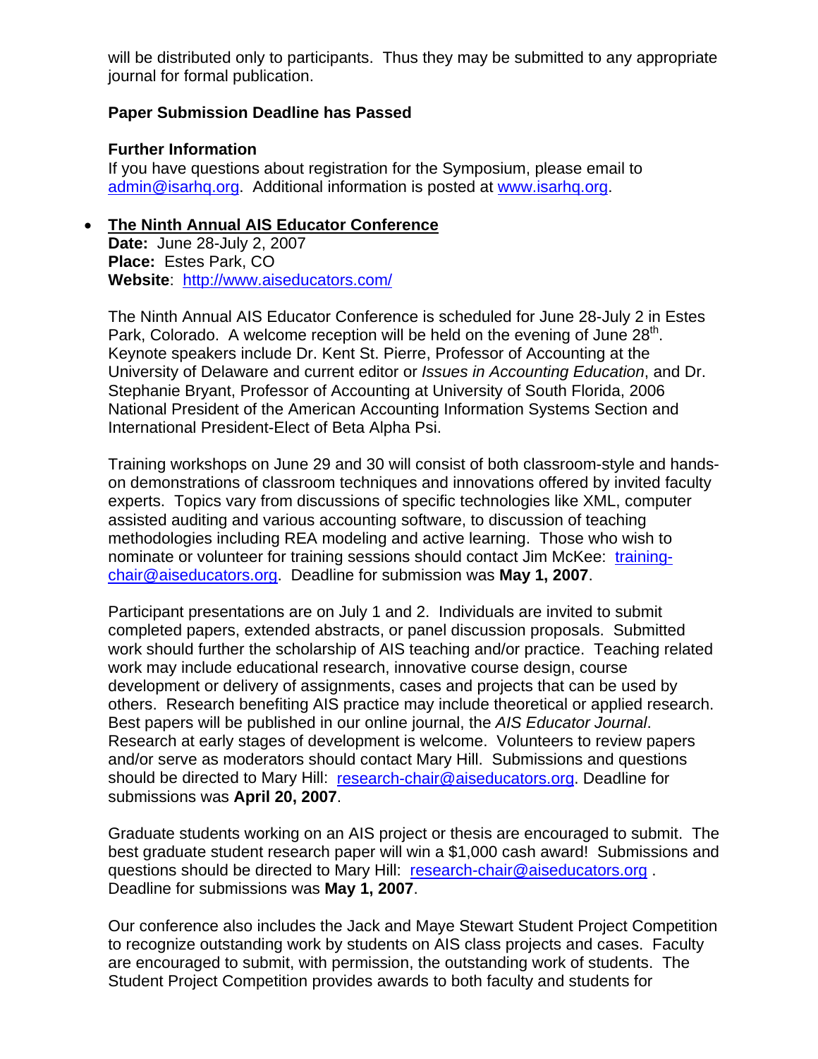will be distributed only to participants. Thus they may be submitted to any appropriate journal for formal publication.

**Paper Submission Deadline has Passed**

**Further Information**

If you have questions about registration for the Symposium, please email to admin@isarhq.org. Additional information is posted at www.isarhq.org.

- **The Ninth Annual AIS Educator Conference**

  **Date:** June 28-July 2, 2007
  **Place:** Estes Park, CO
  **Website**: http://www.aiseducators.com/

  The Ninth Annual AIS Educator Conference is scheduled for June 28-July 2 in Estes Park, Colorado. A welcome reception will be held on the evening of June 28th. Keynote speakers include Dr. Kent St. Pierre, Professor of Accounting at the University of Delaware and current editor or *Issues in Accounting Education*, and Dr. Stephanie Bryant, Professor of Accounting at University of South Florida, 2006 National President of the American Accounting Information Systems Section and International President-Elect of Beta Alpha Psi.

  Training workshops on June 29 and 30 will consist of both classroom-style and hands-on demonstrations of classroom techniques and innovations offered by invited faculty experts. Topics vary from discussions of specific technologies like XML, computer assisted auditing and various accounting software, to discussion of teaching methodologies including REA modeling and active learning. Those who wish to nominate or volunteer for training sessions should contact Jim McKee: training-chair@aiseducators.org. Deadline for submission was **May 1, 2007**.

  Participant presentations are on July 1 and 2. Individuals are invited to submit completed papers, extended abstracts, or panel discussion proposals. Submitted work should further the scholarship of AIS teaching and/or practice. Teaching related work may include educational research, innovative course design, course development or delivery of assignments, cases and projects that can be used by others. Research benefiting AIS practice may include theoretical or applied research. Best papers will be published in our online journal, the *AIS Educator Journal*. Research at early stages of development is welcome. Volunteers to review papers and/or serve as moderators should contact Mary Hill. Submissions and questions should be directed to Mary Hill: research-chair@aiseducators.org. Deadline for submissions was **April 20, 2007**.

  Graduate students working on an AIS project or thesis are encouraged to submit. The best graduate student research paper will win a $1,000 cash award! Submissions and questions should be directed to Mary Hill: research-chair@aiseducators.org . Deadline for submissions was **May 1, 2007**.

  Our conference also includes the Jack and Maye Stewart Student Project Competition to recognize outstanding work by students on AIS class projects and cases. Faculty are encouraged to submit, with permission, the outstanding work of students. The Student Project Competition provides awards to both faculty and students for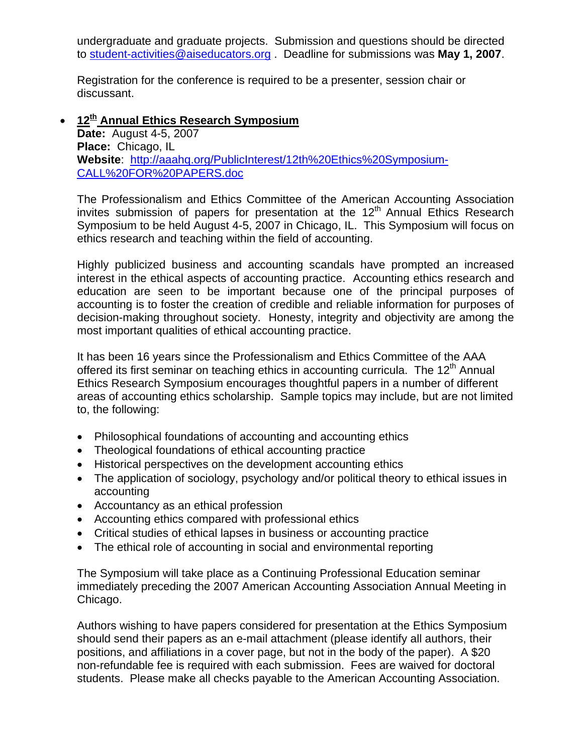undergraduate and graduate projects. Submission and questions should be directed to student-activities@aiseducators.org . Deadline for submissions was **May 1, 2007**.

Registration for the conference is required to be a presenter, session chair or discussant.

- **12th Annual Ethics Research Symposium**

  **Date:** August 4-5, 2007
  **Place:** Chicago, IL
  **Website**: http://aaahq.org/PublicInterest/12th%20Ethics%20Symposium-CALL%20FOR%20PAPERS.doc

  The Professionalism and Ethics Committee of the American Accounting Association invites submission of papers for presentation at the 12th Annual Ethics Research Symposium to be held August 4-5, 2007 in Chicago, IL. This Symposium will focus on ethics research and teaching within the field of accounting.

  Highly publicized business and accounting scandals have prompted an increased interest in the ethical aspects of accounting practice. Accounting ethics research and education are seen to be important because one of the principal purposes of accounting is to foster the creation of credible and reliable information for purposes of decision-making throughout society. Honesty, integrity and objectivity are among the most important qualities of ethical accounting practice.

  It has been 16 years since the Professionalism and Ethics Committee of the AAA offered its first seminar on teaching ethics in accounting curricula. The 12th Annual Ethics Research Symposium encourages thoughtful papers in a number of different areas of accounting ethics scholarship. Sample topics may include, but are not limited to, the following:

  - Philosophical foundations of accounting and accounting ethics
  - Theological foundations of ethical accounting practice
  - Historical perspectives on the development accounting ethics
  - The application of sociology, psychology and/or political theory to ethical issues in accounting
  - Accountancy as an ethical profession
  - Accounting ethics compared with professional ethics
  - Critical studies of ethical lapses in business or accounting practice
  - The ethical role of accounting in social and environmental reporting

  The Symposium will take place as a Continuing Professional Education seminar immediately preceding the 2007 American Accounting Association Annual Meeting in Chicago.

  Authors wishing to have papers considered for presentation at the Ethics Symposium should send their papers as an e-mail attachment (please identify all authors, their positions, and affiliations in a cover page, but not in the body of the paper). A $20 non-refundable fee is required with each submission. Fees are waived for doctoral students. Please make all checks payable to the American Accounting Association.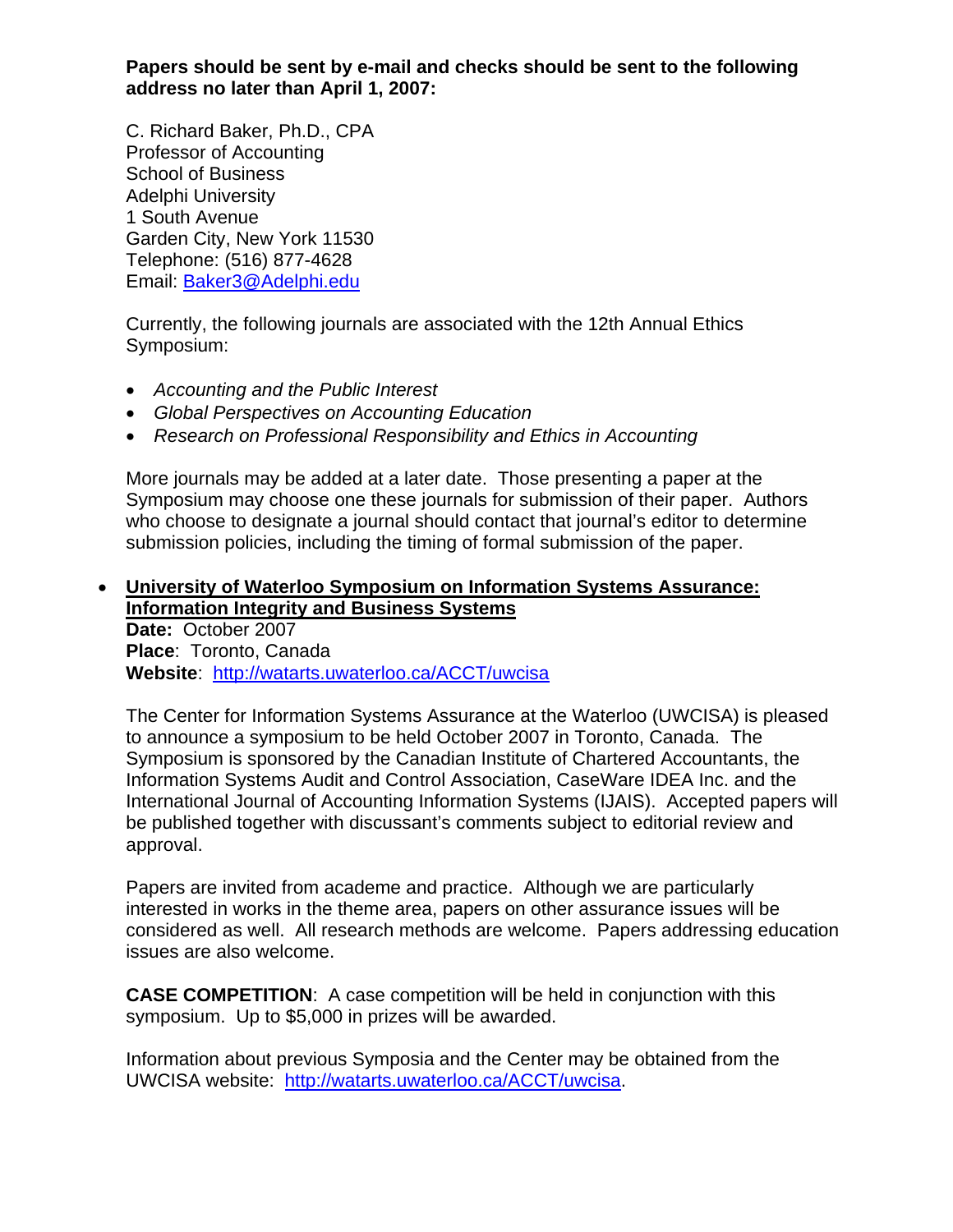**Papers should be sent by e-mail and checks should be sent to the following address no later than April 1, 2007:**

C. Richard Baker, Ph.D., CPA
Professor of Accounting
School of Business
Adelphi University
1 South Avenue
Garden City, New York 11530
Telephone: (516) 877-4628
Email: Baker3@Adelphi.edu

Currently, the following journals are associated with the 12th Annual Ethics Symposium:

- *Accounting and the Public Interest*
- *Global Perspectives on Accounting Education*
- *Research on Professional Responsibility and Ethics in Accounting*

More journals may be added at a later date. Those presenting a paper at the Symposium may choose one these journals for submission of their paper. Authors who choose to designate a journal should contact that journal's editor to determine submission policies, including the timing of formal submission of the paper.

- **University of Waterloo Symposium on Information Systems Assurance: Information Integrity and Business Systems**
  **Date:** October 2007
  **Place**: Toronto, Canada
  **Website**: http://watarts.uwaterloo.ca/ACCT/uwcisa

  The Center for Information Systems Assurance at the Waterloo (UWCISA) is pleased to announce a symposium to be held October 2007 in Toronto, Canada. The Symposium is sponsored by the Canadian Institute of Chartered Accountants, the Information Systems Audit and Control Association, CaseWare IDEA Inc. and the International Journal of Accounting Information Systems (IJAIS). Accepted papers will be published together with discussant's comments subject to editorial review and approval.

  Papers are invited from academe and practice. Although we are particularly interested in works in the theme area, papers on other assurance issues will be considered as well. All research methods are welcome. Papers addressing education issues are also welcome.

  **CASE COMPETITION**: A case competition will be held in conjunction with this symposium. Up to $5,000 in prizes will be awarded.

  Information about previous Symposia and the Center may be obtained from the UWCISA website: http://watarts.uwaterloo.ca/ACCT/uwcisa.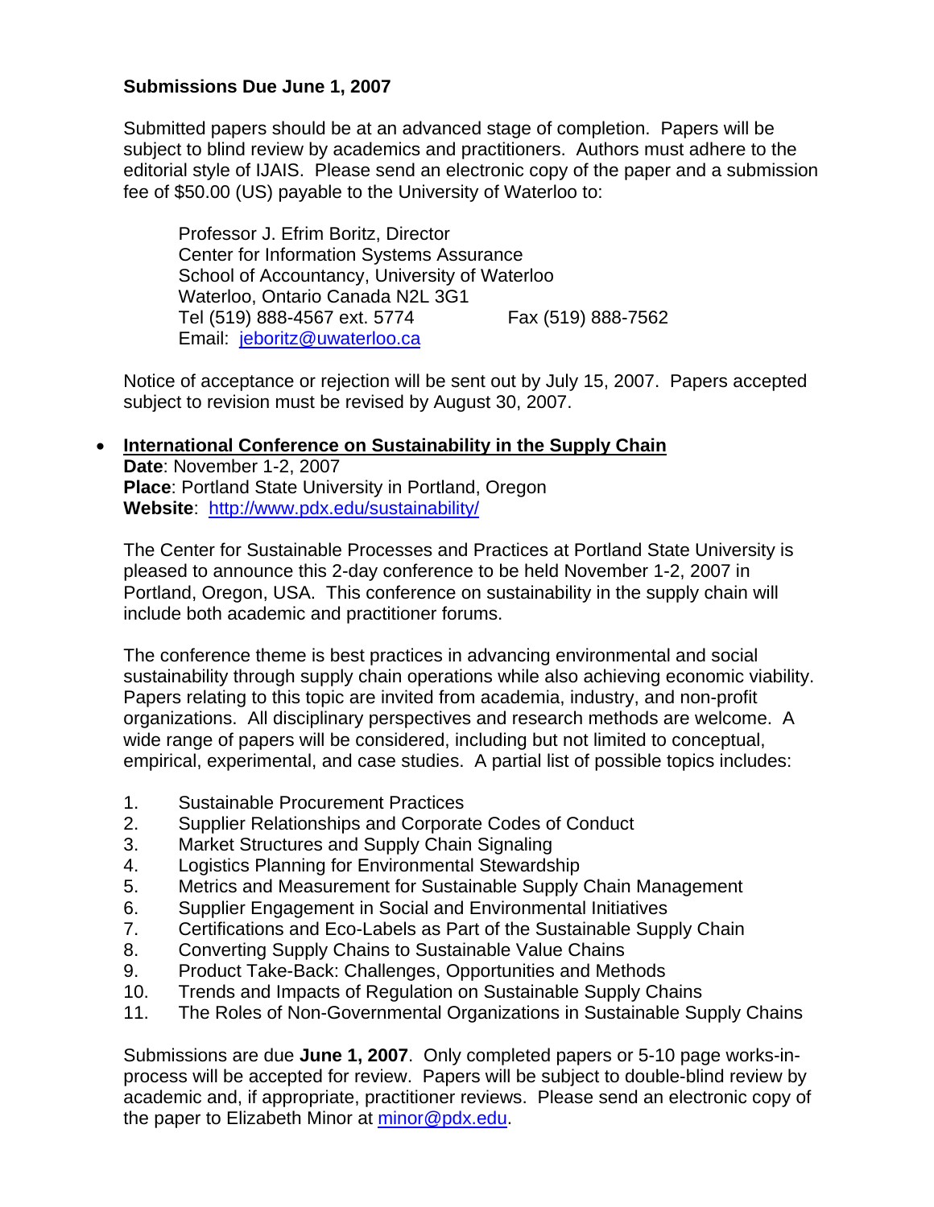**Submissions Due June 1, 2007**

Submitted papers should be at an advanced stage of completion. Papers will be subject to blind review by academics and practitioners. Authors must adhere to the editorial style of IJAIS. Please send an electronic copy of the paper and a submission fee of $50.00 (US) payable to the University of Waterloo to:

> Professor J. Efrim Boritz, Director
> Center for Information Systems Assurance
> School of Accountancy, University of Waterloo
> Waterloo, Ontario Canada N2L 3G1
> Tel (519) 888-4567 ext. 5774    Fax (519) 888-7562
> Email: jeboritz@uwaterloo.ca

Notice of acceptance or rejection will be sent out by July 15, 2007. Papers accepted subject to revision must be revised by August 30, 2007.

- **International Conference on Sustainability in the Supply Chain**
  **Date**: November 1-2, 2007
  **Place**: Portland State University in Portland, Oregon
  **Website**: http://www.pdx.edu/sustainability/

  The Center for Sustainable Processes and Practices at Portland State University is pleased to announce this 2-day conference to be held November 1-2, 2007 in Portland, Oregon, USA. This conference on sustainability in the supply chain will include both academic and practitioner forums.

  The conference theme is best practices in advancing environmental and social sustainability through supply chain operations while also achieving economic viability. Papers relating to this topic are invited from academia, industry, and non-profit organizations. All disciplinary perspectives and research methods are welcome. A wide range of papers will be considered, including but not limited to conceptual, empirical, experimental, and case studies. A partial list of possible topics includes:

  1. Sustainable Procurement Practices
  2. Supplier Relationships and Corporate Codes of Conduct
  3. Market Structures and Supply Chain Signaling
  4. Logistics Planning for Environmental Stewardship
  5. Metrics and Measurement for Sustainable Supply Chain Management
  6. Supplier Engagement in Social and Environmental Initiatives
  7. Certifications and Eco-Labels as Part of the Sustainable Supply Chain
  8. Converting Supply Chains to Sustainable Value Chains
  9. Product Take-Back: Challenges, Opportunities and Methods
  10. Trends and Impacts of Regulation on Sustainable Supply Chains
  11. The Roles of Non-Governmental Organizations in Sustainable Supply Chains

  Submissions are due **June 1, 2007**. Only completed papers or 5-10 page works-in-process will be accepted for review. Papers will be subject to double-blind review by academic and, if appropriate, practitioner reviews. Please send an electronic copy of the paper to Elizabeth Minor at minor@pdx.edu.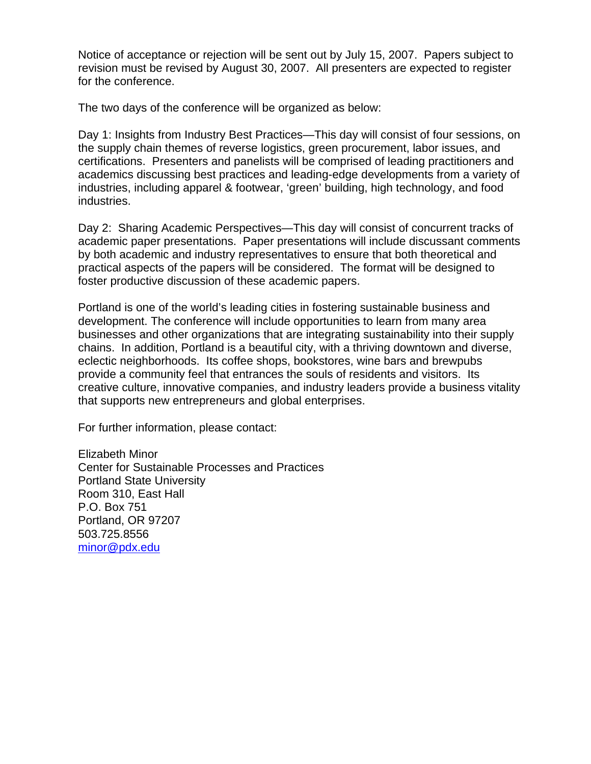Notice of acceptance or rejection will be sent out by July 15, 2007. Papers subject to revision must be revised by August 30, 2007. All presenters are expected to register for the conference.

The two days of the conference will be organized as below:

Day 1: Insights from Industry Best Practices—This day will consist of four sessions, on the supply chain themes of reverse logistics, green procurement, labor issues, and certifications. Presenters and panelists will be comprised of leading practitioners and academics discussing best practices and leading-edge developments from a variety of industries, including apparel & footwear, 'green' building, high technology, and food industries.

Day 2: Sharing Academic Perspectives—This day will consist of concurrent tracks of academic paper presentations. Paper presentations will include discussant comments by both academic and industry representatives to ensure that both theoretical and practical aspects of the papers will be considered. The format will be designed to foster productive discussion of these academic papers.

Portland is one of the world's leading cities in fostering sustainable business and development. The conference will include opportunities to learn from many area businesses and other organizations that are integrating sustainability into their supply chains. In addition, Portland is a beautiful city, with a thriving downtown and diverse, eclectic neighborhoods. Its coffee shops, bookstores, wine bars and brewpubs provide a community feel that entrances the souls of residents and visitors. Its creative culture, innovative companies, and industry leaders provide a business vitality that supports new entrepreneurs and global enterprises.

For further information, please contact:

Elizabeth Minor
Center for Sustainable Processes and Practices
Portland State University
Room 310, East Hall
P.O. Box 751
Portland, OR 97207
503.725.8556
minor@pdx.edu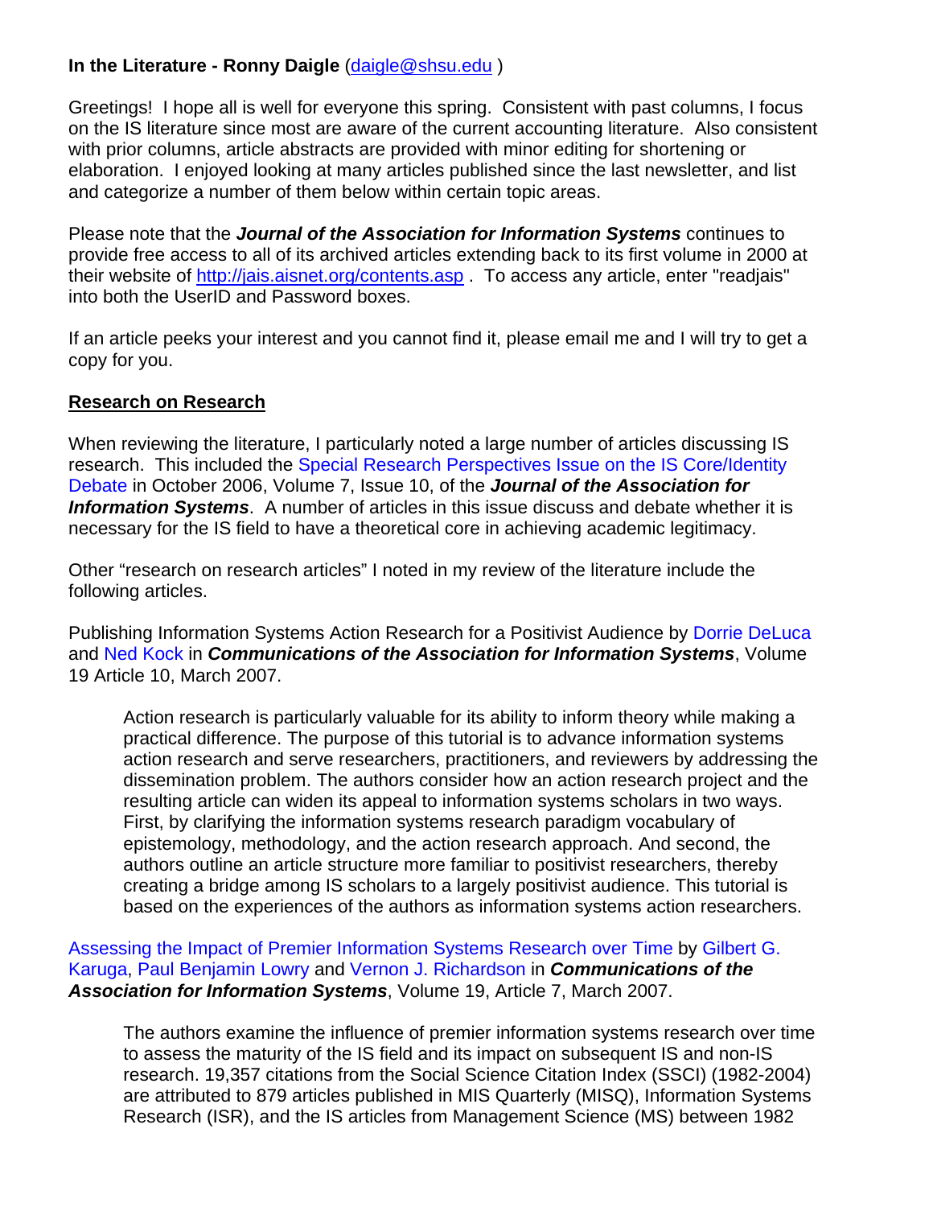**In the Literature - Ronny Daigle** (daigle@shsu.edu )

Greetings! I hope all is well for everyone this spring. Consistent with past columns, I focus on the IS literature since most are aware of the current accounting literature. Also consistent with prior columns, article abstracts are provided with minor editing for shortening or elaboration. I enjoyed looking at many articles published since the last newsletter, and list and categorize a number of them below within certain topic areas.

Please note that the ***Journal of the Association for Information Systems*** continues to provide free access to all of its archived articles extending back to its first volume in 2000 at their website of http://jais.aisnet.org/contents.asp . To access any article, enter "readjais" into both the UserID and Password boxes.

If an article peeks your interest and you cannot find it, please email me and I will try to get a copy for you.

## Research on Research

When reviewing the literature, I particularly noted a large number of articles discussing IS research. This included the Special Research Perspectives Issue on the IS Core/Identity Debate in October 2006, Volume 7, Issue 10, of the ***Journal of the Association for Information Systems***. A number of articles in this issue discuss and debate whether it is necessary for the IS field to have a theoretical core in achieving academic legitimacy.

Other "research on research articles" I noted in my review of the literature include the following articles.

Publishing Information Systems Action Research for a Positivist Audience by Dorrie DeLuca and Ned Kock in ***Communications of the Association for Information Systems***, Volume 19 Article 10, March 2007.

> Action research is particularly valuable for its ability to inform theory while making a practical difference. The purpose of this tutorial is to advance information systems action research and serve researchers, practitioners, and reviewers by addressing the dissemination problem. The authors consider how an action research project and the resulting article can widen its appeal to information systems scholars in two ways. First, by clarifying the information systems research paradigm vocabulary of epistemology, methodology, and the action research approach. And second, the authors outline an article structure more familiar to positivist researchers, thereby creating a bridge among IS scholars to a largely positivist audience. This tutorial is based on the experiences of the authors as information systems action researchers.

Assessing the Impact of Premier Information Systems Research over Time by Gilbert G. Karuga, Paul Benjamin Lowry and Vernon J. Richardson in ***Communications of the Association for Information Systems***, Volume 19, Article 7, March 2007.

> The authors examine the influence of premier information systems research over time to assess the maturity of the IS field and its impact on subsequent IS and non-IS research. 19,357 citations from the Social Science Citation Index (SSCI) (1982-2004) are attributed to 879 articles published in MIS Quarterly (MISQ), Information Systems Research (ISR), and the IS articles from Management Science (MS) between 1982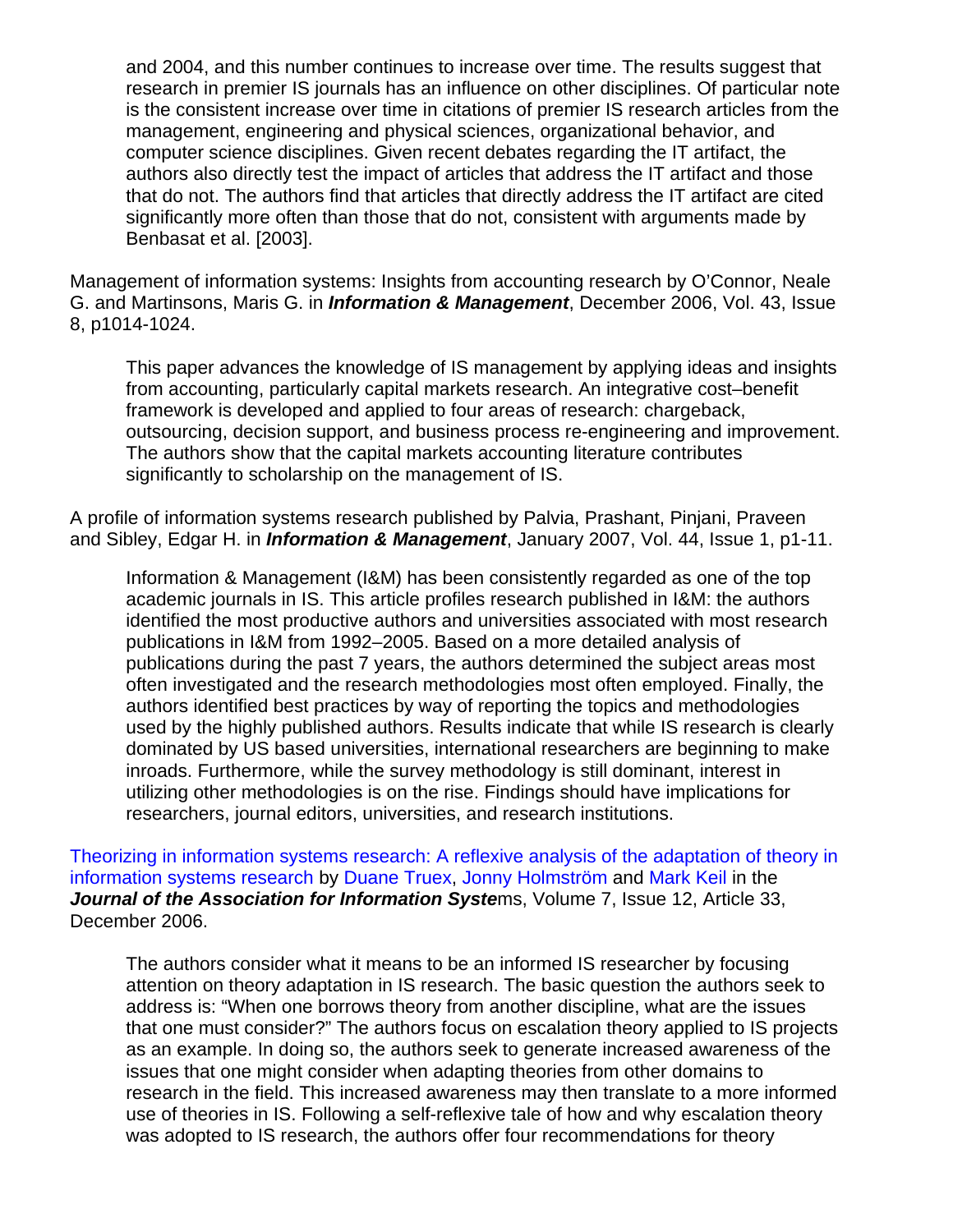and 2004, and this number continues to increase over time. The results suggest that research in premier IS journals has an influence on other disciplines. Of particular note is the consistent increase over time in citations of premier IS research articles from the management, engineering and physical sciences, organizational behavior, and computer science disciplines. Given recent debates regarding the IT artifact, the authors also directly test the impact of articles that address the IT artifact and those that do not. The authors find that articles that directly address the IT artifact are cited significantly more often than those that do not, consistent with arguments made by Benbasat et al. [2003].

Management of information systems: Insights from accounting research by O'Connor, Neale G. and Martinsons, Maris G. in ***Information & Management***, December 2006, Vol. 43, Issue 8, p1014-1024.

> This paper advances the knowledge of IS management by applying ideas and insights from accounting, particularly capital markets research. An integrative cost–benefit framework is developed and applied to four areas of research: chargeback, outsourcing, decision support, and business process re-engineering and improvement. The authors show that the capital markets accounting literature contributes significantly to scholarship on the management of IS.

A profile of information systems research published by Palvia, Prashant, Pinjani, Praveen and Sibley, Edgar H. in ***Information & Management***, January 2007, Vol. 44, Issue 1, p1-11.

> Information & Management (I&M) has been consistently regarded as one of the top academic journals in IS. This article profiles research published in I&M: the authors identified the most productive authors and universities associated with most research publications in I&M from 1992–2005. Based on a more detailed analysis of publications during the past 7 years, the authors determined the subject areas most often investigated and the research methodologies most often employed. Finally, the authors identified best practices by way of reporting the topics and methodologies used by the highly published authors. Results indicate that while IS research is clearly dominated by US based universities, international researchers are beginning to make inroads. Furthermore, while the survey methodology is still dominant, interest in utilizing other methodologies is on the rise. Findings should have implications for researchers, journal editors, universities, and research institutions.

Theorizing in information systems research: A reflexive analysis of the adaptation of theory in information systems research by Duane Truex, Jonny Holmström and Mark Keil in the ***Journal of the Association for Information Systems***, Volume 7, Issue 12, Article 33, December 2006.

> The authors consider what it means to be an informed IS researcher by focusing attention on theory adaptation in IS research. The basic question the authors seek to address is: "When one borrows theory from another discipline, what are the issues that one must consider?" The authors focus on escalation theory applied to IS projects as an example. In doing so, the authors seek to generate increased awareness of the issues that one might consider when adapting theories from other domains to research in the field. This increased awareness may then translate to a more informed use of theories in IS. Following a self-reflexive tale of how and why escalation theory was adopted to IS research, the authors offer four recommendations for theory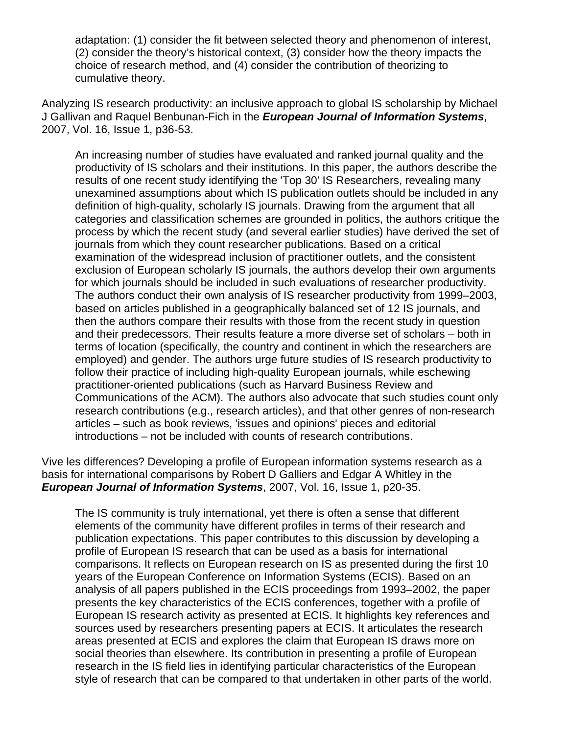adaptation: (1) consider the fit between selected theory and phenomenon of interest, (2) consider the theory's historical context, (3) consider how the theory impacts the choice of research method, and (4) consider the contribution of theorizing to cumulative theory.

Analyzing IS research productivity: an inclusive approach to global IS scholarship by Michael J Gallivan and Raquel Benbunan-Fich in the ***European Journal of Information Systems***, 2007, Vol. 16, Issue 1, p36-53.

> An increasing number of studies have evaluated and ranked journal quality and the productivity of IS scholars and their institutions. In this paper, the authors describe the results of one recent study identifying the 'Top 30' IS Researchers, revealing many unexamined assumptions about which IS publication outlets should be included in any definition of high-quality, scholarly IS journals. Drawing from the argument that all categories and classification schemes are grounded in politics, the authors critique the process by which the recent study (and several earlier studies) have derived the set of journals from which they count researcher publications. Based on a critical examination of the widespread inclusion of practitioner outlets, and the consistent exclusion of European scholarly IS journals, the authors develop their own arguments for which journals should be included in such evaluations of researcher productivity. The authors conduct their own analysis of IS researcher productivity from 1999–2003, based on articles published in a geographically balanced set of 12 IS journals, and then the authors compare their results with those from the recent study in question and their predecessors. Their results feature a more diverse set of scholars – both in terms of location (specifically, the country and continent in which the researchers are employed) and gender. The authors urge future studies of IS research productivity to follow their practice of including high-quality European journals, while eschewing practitioner-oriented publications (such as Harvard Business Review and Communications of the ACM). The authors also advocate that such studies count only research contributions (e.g., research articles), and that other genres of non-research articles – such as book reviews, 'issues and opinions' pieces and editorial introductions – not be included with counts of research contributions.

Vive les differences? Developing a profile of European information systems research as a basis for international comparisons by Robert D Galliers and Edgar A Whitley in the ***European Journal of Information Systems***, 2007, Vol. 16, Issue 1, p20-35.

> The IS community is truly international, yet there is often a sense that different elements of the community have different profiles in terms of their research and publication expectations. This paper contributes to this discussion by developing a profile of European IS research that can be used as a basis for international comparisons. It reflects on European research on IS as presented during the first 10 years of the European Conference on Information Systems (ECIS). Based on an analysis of all papers published in the ECIS proceedings from 1993–2002, the paper presents the key characteristics of the ECIS conferences, together with a profile of European IS research activity as presented at ECIS. It highlights key references and sources used by researchers presenting papers at ECIS. It articulates the research areas presented at ECIS and explores the claim that European IS draws more on social theories than elsewhere. Its contribution in presenting a profile of European research in the IS field lies in identifying particular characteristics of the European style of research that can be compared to that undertaken in other parts of the world.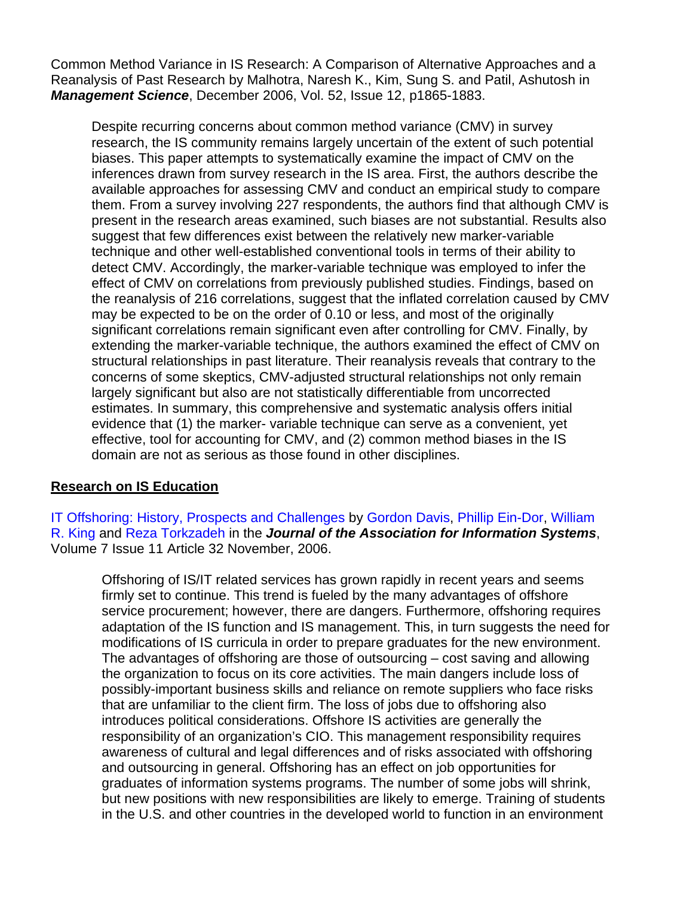Common Method Variance in IS Research: A Comparison of Alternative Approaches and a Reanalysis of Past Research by Malhotra, Naresh K., Kim, Sung S. and Patil, Ashutosh in ***Management Science***, December 2006, Vol. 52, Issue 12, p1865-1883.

> Despite recurring concerns about common method variance (CMV) in survey research, the IS community remains largely uncertain of the extent of such potential biases. This paper attempts to systematically examine the impact of CMV on the inferences drawn from survey research in the IS area. First, the authors describe the available approaches for assessing CMV and conduct an empirical study to compare them. From a survey involving 227 respondents, the authors find that although CMV is present in the research areas examined, such biases are not substantial. Results also suggest that few differences exist between the relatively new marker-variable technique and other well-established conventional tools in terms of their ability to detect CMV. Accordingly, the marker-variable technique was employed to infer the effect of CMV on correlations from previously published studies. Findings, based on the reanalysis of 216 correlations, suggest that the inflated correlation caused by CMV may be expected to be on the order of 0.10 or less, and most of the originally significant correlations remain significant even after controlling for CMV. Finally, by extending the marker-variable technique, the authors examined the effect of CMV on structural relationships in past literature. Their reanalysis reveals that contrary to the concerns of some skeptics, CMV-adjusted structural relationships not only remain largely significant but also are not statistically differentiable from uncorrected estimates. In summary, this comprehensive and systematic analysis offers initial evidence that (1) the marker- variable technique can serve as a convenient, yet effective, tool for accounting for CMV, and (2) common method biases in the IS domain are not as serious as those found in other disciplines.

## Research on IS Education

IT Offshoring: History, Prospects and Challenges by Gordon Davis, Phillip Ein-Dor, William R. King and Reza Torkzadeh in the ***Journal of the Association for Information Systems***, Volume 7 Issue 11 Article 32 November, 2006.

> Offshoring of IS/IT related services has grown rapidly in recent years and seems firmly set to continue. This trend is fueled by the many advantages of offshore service procurement; however, there are dangers. Furthermore, offshoring requires adaptation of the IS function and IS management. This, in turn suggests the need for modifications of IS curricula in order to prepare graduates for the new environment. The advantages of offshoring are those of outsourcing – cost saving and allowing the organization to focus on its core activities. The main dangers include loss of possibly-important business skills and reliance on remote suppliers who face risks that are unfamiliar to the client firm. The loss of jobs due to offshoring also introduces political considerations. Offshore IS activities are generally the responsibility of an organization's CIO. This management responsibility requires awareness of cultural and legal differences and of risks associated with offshoring and outsourcing in general. Offshoring has an effect on job opportunities for graduates of information systems programs. The number of some jobs will shrink, but new positions with new responsibilities are likely to emerge. Training of students in the U.S. and other countries in the developed world to function in an environment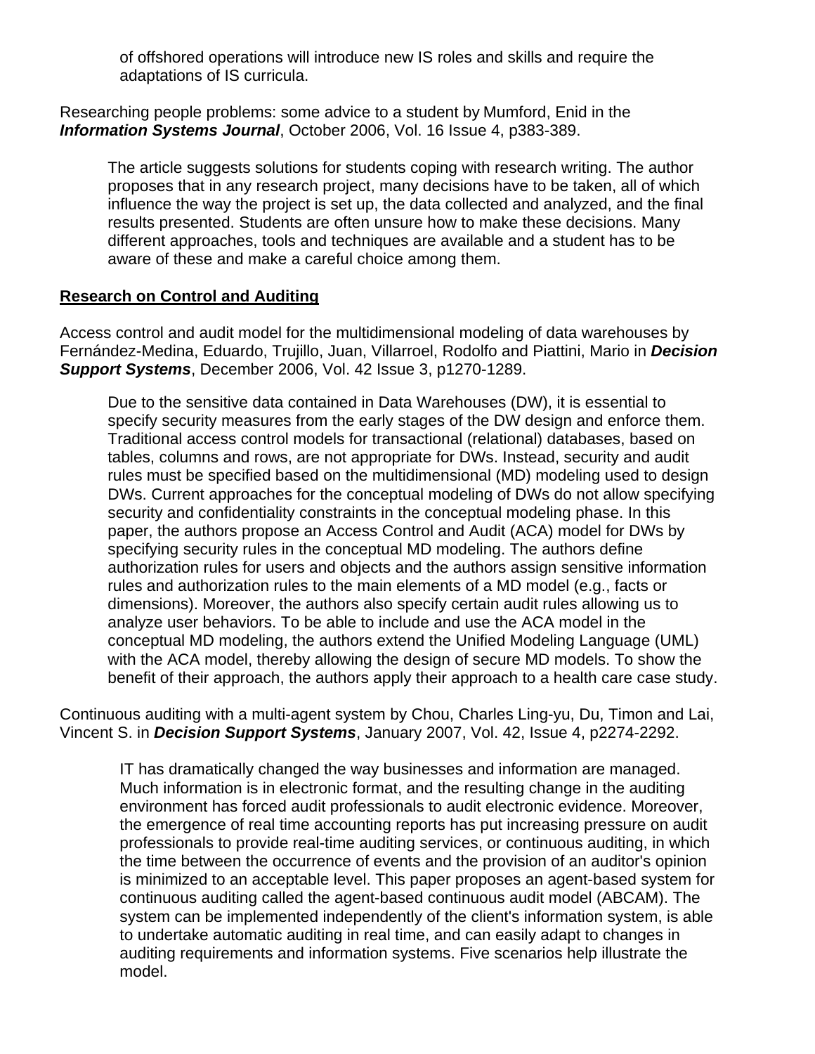of offshored operations will introduce new IS roles and skills and require the adaptations of IS curricula.

Researching people problems: some advice to a student by Mumford, Enid in the ***Information Systems Journal***, October 2006, Vol. 16 Issue 4, p383-389.

> The article suggests solutions for students coping with research writing. The author proposes that in any research project, many decisions have to be taken, all of which influence the way the project is set up, the data collected and analyzed, and the final results presented. Students are often unsure how to make these decisions. Many different approaches, tools and techniques are available and a student has to be aware of these and make a careful choice among them.

## Research on Control and Auditing

Access control and audit model for the multidimensional modeling of data warehouses by Fernández-Medina, Eduardo, Trujillo, Juan, Villarroel, Rodolfo and Piattini, Mario in ***Decision Support Systems***, December 2006, Vol. 42 Issue 3, p1270-1289.

> Due to the sensitive data contained in Data Warehouses (DW), it is essential to specify security measures from the early stages of the DW design and enforce them. Traditional access control models for transactional (relational) databases, based on tables, columns and rows, are not appropriate for DWs. Instead, security and audit rules must be specified based on the multidimensional (MD) modeling used to design DWs. Current approaches for the conceptual modeling of DWs do not allow specifying security and confidentiality constraints in the conceptual modeling phase. In this paper, the authors propose an Access Control and Audit (ACA) model for DWs by specifying security rules in the conceptual MD modeling. The authors define authorization rules for users and objects and the authors assign sensitive information rules and authorization rules to the main elements of a MD model (e.g., facts or dimensions). Moreover, the authors also specify certain audit rules allowing us to analyze user behaviors. To be able to include and use the ACA model in the conceptual MD modeling, the authors extend the Unified Modeling Language (UML) with the ACA model, thereby allowing the design of secure MD models. To show the benefit of their approach, the authors apply their approach to a health care case study.

Continuous auditing with a multi-agent system by Chou, Charles Ling-yu, Du, Timon and Lai, Vincent S. in ***Decision Support Systems***, January 2007, Vol. 42, Issue 4, p2274-2292.

> IT has dramatically changed the way businesses and information are managed. Much information is in electronic format, and the resulting change in the auditing environment has forced audit professionals to audit electronic evidence. Moreover, the emergence of real time accounting reports has put increasing pressure on audit professionals to provide real-time auditing services, or continuous auditing, in which the time between the occurrence of events and the provision of an auditor's opinion is minimized to an acceptable level. This paper proposes an agent-based system for continuous auditing called the agent-based continuous audit model (ABCAM). The system can be implemented independently of the client's information system, is able to undertake automatic auditing in real time, and can easily adapt to changes in auditing requirements and information systems. Five scenarios help illustrate the model.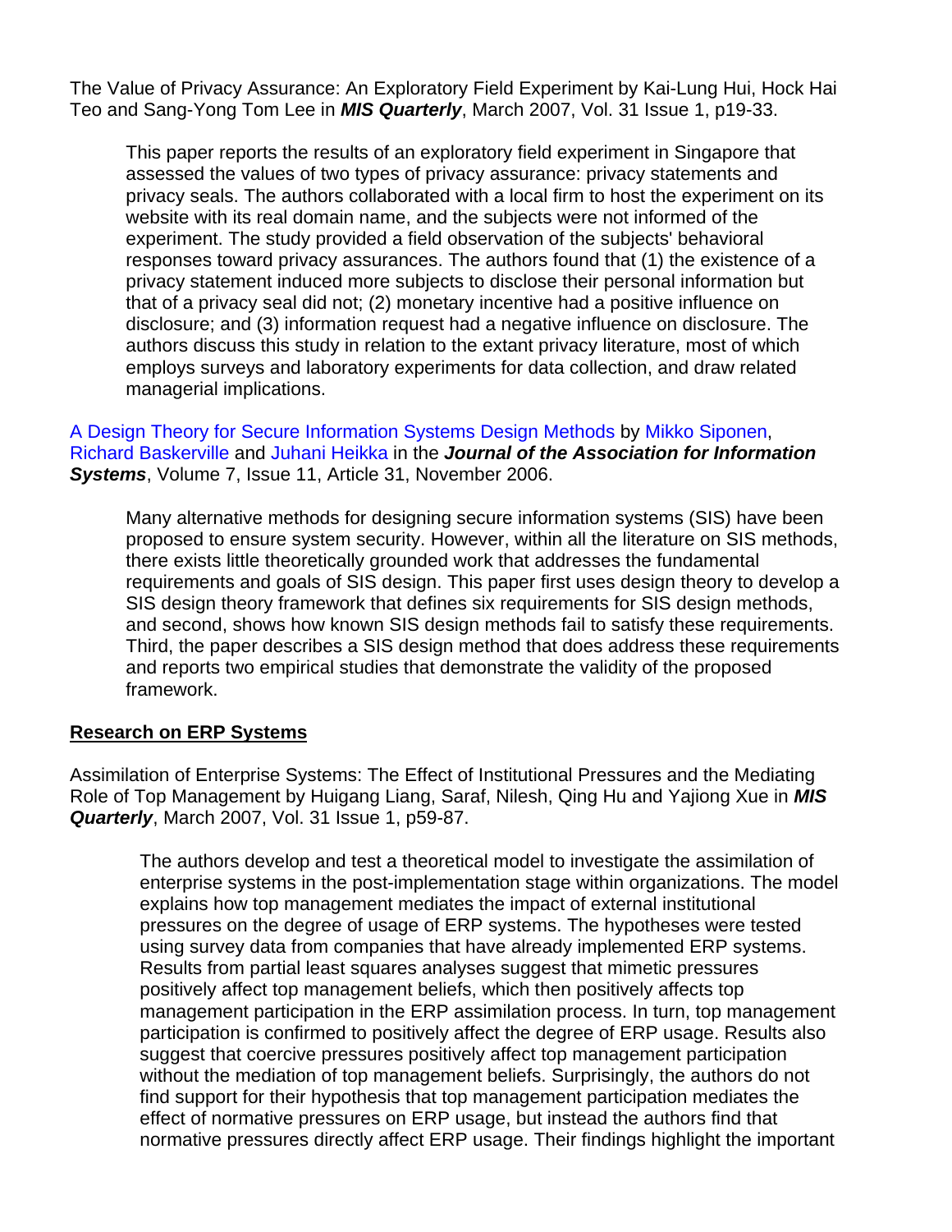The Value of Privacy Assurance: An Exploratory Field Experiment by Kai-Lung Hui, Hock Hai Teo and Sang-Yong Tom Lee in ***MIS Quarterly***, March 2007, Vol. 31 Issue 1, p19-33.

> This paper reports the results of an exploratory field experiment in Singapore that assessed the values of two types of privacy assurance: privacy statements and privacy seals. The authors collaborated with a local firm to host the experiment on its website with its real domain name, and the subjects were not informed of the experiment. The study provided a field observation of the subjects' behavioral responses toward privacy assurances. The authors found that (1) the existence of a privacy statement induced more subjects to disclose their personal information but that of a privacy seal did not; (2) monetary incentive had a positive influence on disclosure; and (3) information request had a negative influence on disclosure. The authors discuss this study in relation to the extant privacy literature, most of which employs surveys and laboratory experiments for data collection, and draw related managerial implications.

A Design Theory for Secure Information Systems Design Methods by Mikko Siponen, Richard Baskerville and Juhani Heikka in the ***Journal of the Association for Information Systems***, Volume 7, Issue 11, Article 31, November 2006.

> Many alternative methods for designing secure information systems (SIS) have been proposed to ensure system security. However, within all the literature on SIS methods, there exists little theoretically grounded work that addresses the fundamental requirements and goals of SIS design. This paper first uses design theory to develop a SIS design theory framework that defines six requirements for SIS design methods, and second, shows how known SIS design methods fail to satisfy these requirements. Third, the paper describes a SIS design method that does address these requirements and reports two empirical studies that demonstrate the validity of the proposed framework.

## Research on ERP Systems

Assimilation of Enterprise Systems: The Effect of Institutional Pressures and the Mediating Role of Top Management by Huigang Liang, Saraf, Nilesh, Qing Hu and Yajiong Xue in ***MIS Quarterly***, March 2007, Vol. 31 Issue 1, p59-87.

> The authors develop and test a theoretical model to investigate the assimilation of enterprise systems in the post-implementation stage within organizations. The model explains how top management mediates the impact of external institutional pressures on the degree of usage of ERP systems. The hypotheses were tested using survey data from companies that have already implemented ERP systems. Results from partial least squares analyses suggest that mimetic pressures positively affect top management beliefs, which then positively affects top management participation in the ERP assimilation process. In turn, top management participation is confirmed to positively affect the degree of ERP usage. Results also suggest that coercive pressures positively affect top management participation without the mediation of top management beliefs. Surprisingly, the authors do not find support for their hypothesis that top management participation mediates the effect of normative pressures on ERP usage, but instead the authors find that normative pressures directly affect ERP usage. Their findings highlight the important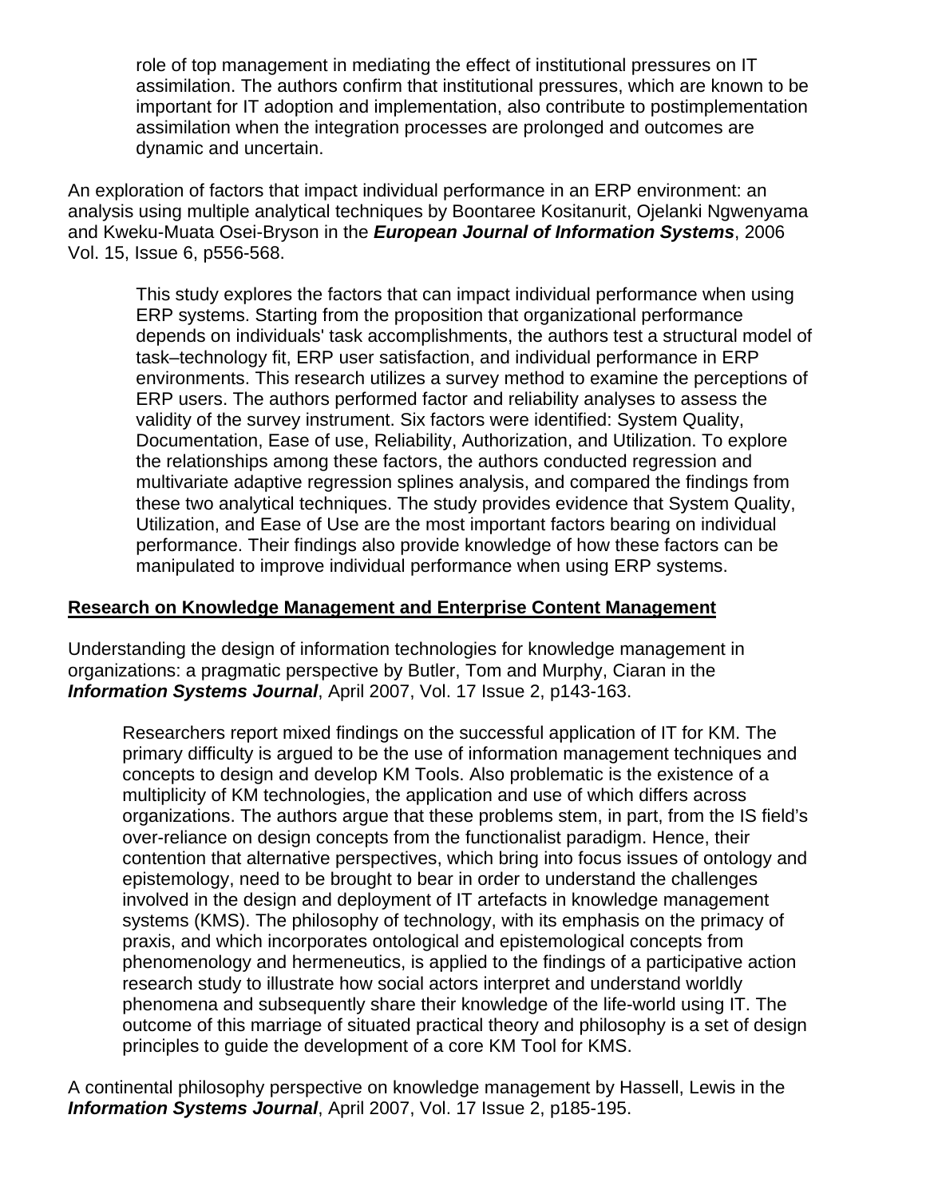role of top management in mediating the effect of institutional pressures on IT assimilation. The authors confirm that institutional pressures, which are known to be important for IT adoption and implementation, also contribute to postimplementation assimilation when the integration processes are prolonged and outcomes are dynamic and uncertain.

An exploration of factors that impact individual performance in an ERP environment: an analysis using multiple analytical techniques by Boontaree Kositanurit, Ojelanki Ngwenyama and Kweku-Muata Osei-Bryson in the ***European Journal of Information Systems***, 2006 Vol. 15, Issue 6, p556-568.

> This study explores the factors that can impact individual performance when using ERP systems. Starting from the proposition that organizational performance depends on individuals' task accomplishments, the authors test a structural model of task–technology fit, ERP user satisfaction, and individual performance in ERP environments. This research utilizes a survey method to examine the perceptions of ERP users. The authors performed factor and reliability analyses to assess the validity of the survey instrument. Six factors were identified: System Quality, Documentation, Ease of use, Reliability, Authorization, and Utilization. To explore the relationships among these factors, the authors conducted regression and multivariate adaptive regression splines analysis, and compared the findings from these two analytical techniques. The study provides evidence that System Quality, Utilization, and Ease of Use are the most important factors bearing on individual performance. Their findings also provide knowledge of how these factors can be manipulated to improve individual performance when using ERP systems.

**Research on Knowledge Management and Enterprise Content Management**

Understanding the design of information technologies for knowledge management in organizations: a pragmatic perspective by Butler, Tom and Murphy, Ciaran in the ***Information Systems Journal***, April 2007, Vol. 17 Issue 2, p143-163.

> Researchers report mixed findings on the successful application of IT for KM. The primary difficulty is argued to be the use of information management techniques and concepts to design and develop KM Tools. Also problematic is the existence of a multiplicity of KM technologies, the application and use of which differs across organizations. The authors argue that these problems stem, in part, from the IS field's over-reliance on design concepts from the functionalist paradigm. Hence, their contention that alternative perspectives, which bring into focus issues of ontology and epistemology, need to be brought to bear in order to understand the challenges involved in the design and deployment of IT artefacts in knowledge management systems (KMS). The philosophy of technology, with its emphasis on the primacy of praxis, and which incorporates ontological and epistemological concepts from phenomenology and hermeneutics, is applied to the findings of a participative action research study to illustrate how social actors interpret and understand worldly phenomena and subsequently share their knowledge of the life-world using IT. The outcome of this marriage of situated practical theory and philosophy is a set of design principles to guide the development of a core KM Tool for KMS.

A continental philosophy perspective on knowledge management by Hassell, Lewis in the ***Information Systems Journal***, April 2007, Vol. 17 Issue 2, p185-195.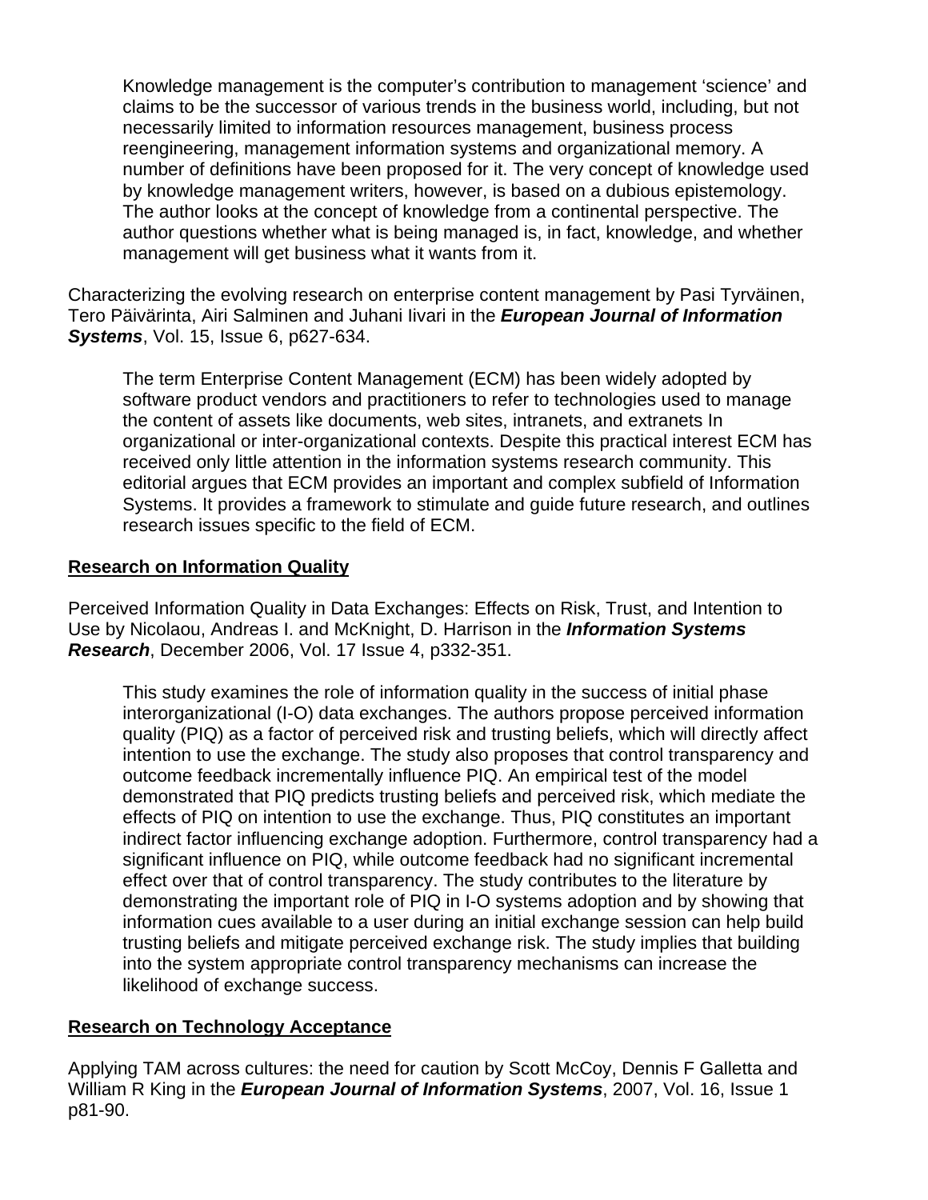> Knowledge management is the computer's contribution to management 'science' and claims to be the successor of various trends in the business world, including, but not necessarily limited to information resources management, business process reengineering, management information systems and organizational memory. A number of definitions have been proposed for it. The very concept of knowledge used by knowledge management writers, however, is based on a dubious epistemology. The author looks at the concept of knowledge from a continental perspective. The author questions whether what is being managed is, in fact, knowledge, and whether management will get business what it wants from it.

Characterizing the evolving research on enterprise content management by Pasi Tyrväinen, Tero Päivärinta, Airi Salminen and Juhani Iivari in the ***European Journal of Information Systems***, Vol. 15, Issue 6, p627-634.

> The term Enterprise Content Management (ECM) has been widely adopted by software product vendors and practitioners to refer to technologies used to manage the content of assets like documents, web sites, intranets, and extranets In organizational or inter-organizational contexts. Despite this practical interest ECM has received only little attention in the information systems research community. This editorial argues that ECM provides an important and complex subfield of Information Systems. It provides a framework to stimulate and guide future research, and outlines research issues specific to the field of ECM.

<u>**Research on Information Quality**</u>

Perceived Information Quality in Data Exchanges: Effects on Risk, Trust, and Intention to Use by Nicolaou, Andreas I. and McKnight, D. Harrison in the ***Information Systems Research***, December 2006, Vol. 17 Issue 4, p332-351.

> This study examines the role of information quality in the success of initial phase interorganizational (I-O) data exchanges. The authors propose perceived information quality (PIQ) as a factor of perceived risk and trusting beliefs, which will directly affect intention to use the exchange. The study also proposes that control transparency and outcome feedback incrementally influence PIQ. An empirical test of the model demonstrated that PIQ predicts trusting beliefs and perceived risk, which mediate the effects of PIQ on intention to use the exchange. Thus, PIQ constitutes an important indirect factor influencing exchange adoption. Furthermore, control transparency had a significant influence on PIQ, while outcome feedback had no significant incremental effect over that of control transparency. The study contributes to the literature by demonstrating the important role of PIQ in I-O systems adoption and by showing that information cues available to a user during an initial exchange session can help build trusting beliefs and mitigate perceived exchange risk. The study implies that building into the system appropriate control transparency mechanisms can increase the likelihood of exchange success.

<u>**Research on Technology Acceptance**</u>

Applying TAM across cultures: the need for caution by Scott McCoy, Dennis F Galletta and William R King in the ***European Journal of Information Systems***, 2007, Vol. 16, Issue 1 p81-90.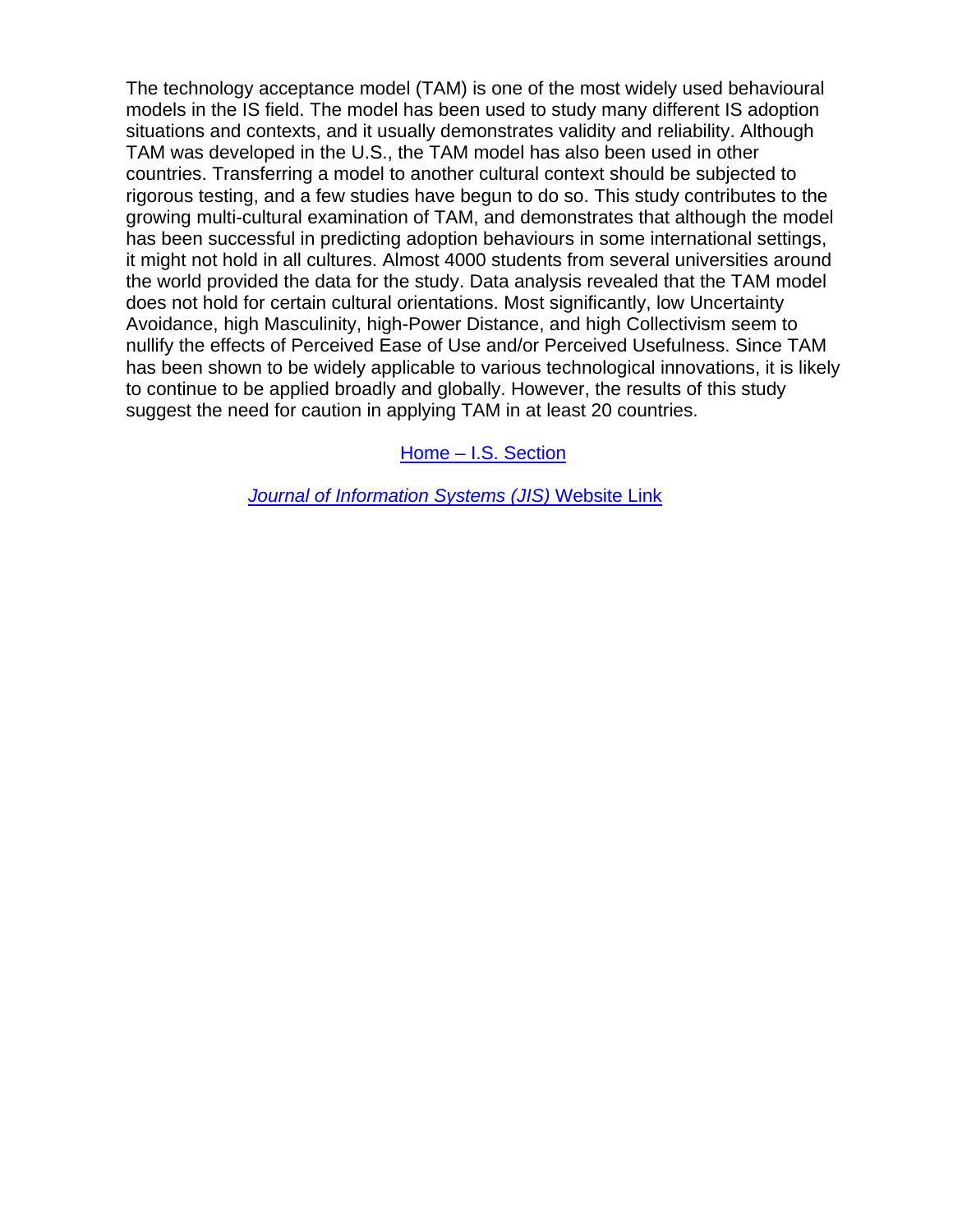The technology acceptance model (TAM) is one of the most widely used behavioural models in the IS field. The model has been used to study many different IS adoption situations and contexts, and it usually demonstrates validity and reliability. Although TAM was developed in the U.S., the TAM model has also been used in other countries. Transferring a model to another cultural context should be subjected to rigorous testing, and a few studies have begun to do so. This study contributes to the growing multi-cultural examination of TAM, and demonstrates that although the model has been successful in predicting adoption behaviours in some international settings, it might not hold in all cultures. Almost 4000 students from several universities around the world provided the data for the study. Data analysis revealed that the TAM model does not hold for certain cultural orientations. Most significantly, low Uncertainty Avoidance, high Masculinity, high-Power Distance, and high Collectivism seem to nullify the effects of Perceived Ease of Use and/or Perceived Usefulness. Since TAM has been shown to be widely applicable to various technological innovations, it is likely to continue to be applied broadly and globally. However, the results of this study suggest the need for caution in applying TAM in at least 20 countries.

Home – I.S. Section

*Journal of Information Systems (JIS)* Website Link